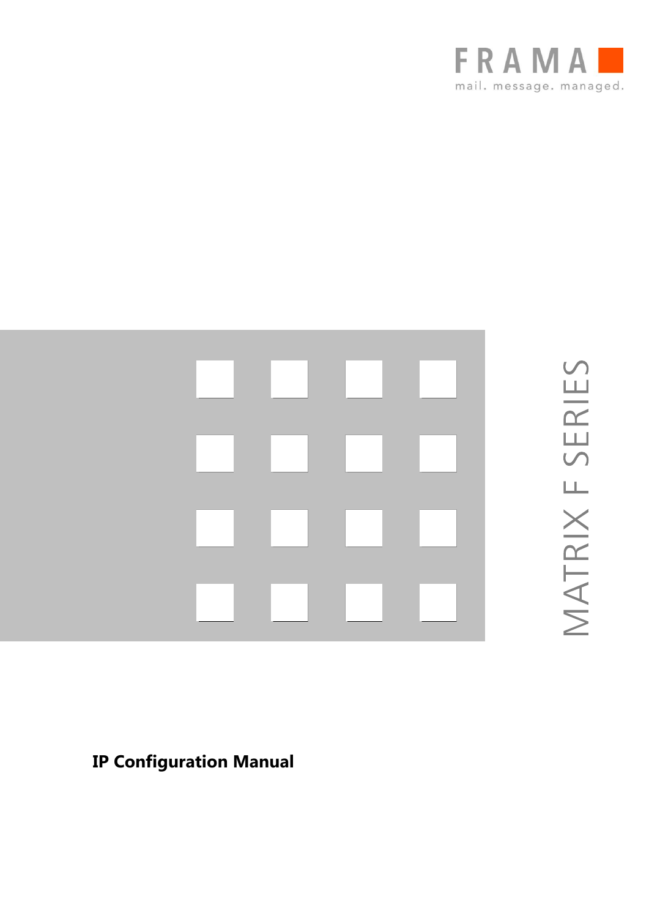FRAMA

mail. message. managed.

MATRIX F SERIES

# IP Configuration Manual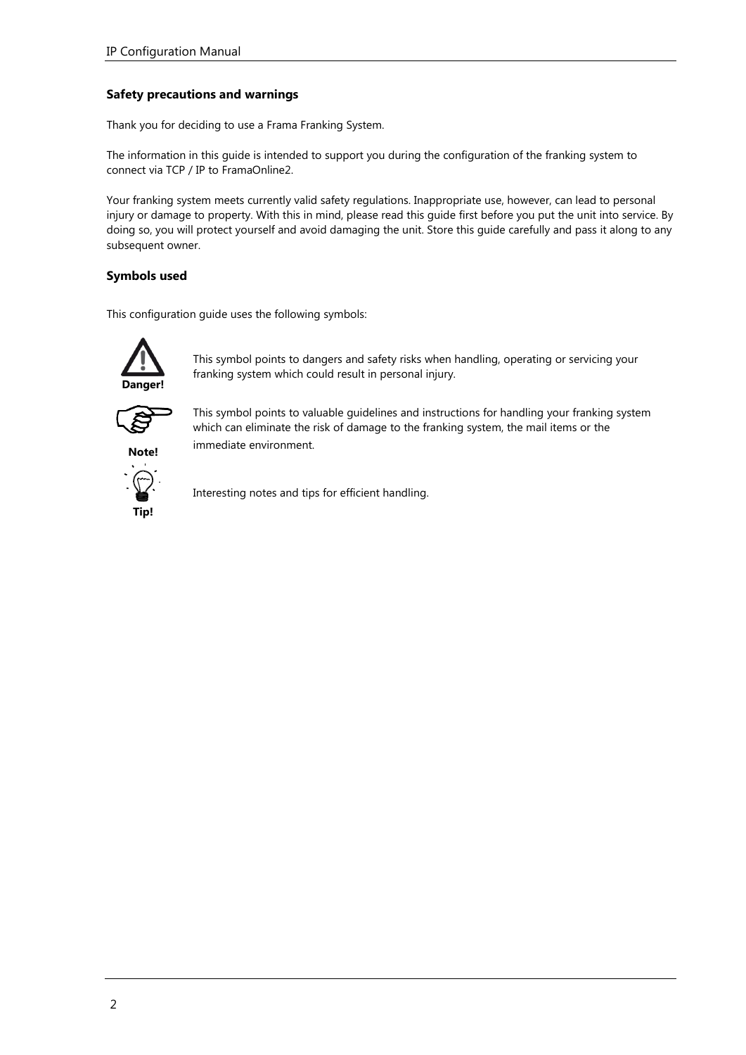### Safety precautions and warnings

Thank you for deciding to use a Frama Franking System.

The information in this guide is intended to support you during the configuration of the franking system to connect via TCP / IP to FramaOnline2.

Your franking system meets currently valid safety regulations. Inappropriate use, however, can lead to personal injury or damage to property. With this in mind, please read this guide first before you put the unit into service. By doing so, you will protect yourself and avoid damaging the unit. Store this guide carefully and pass it along to any subsequent owner.

### Symbols used

This configuration guide uses the following symbols:

**Danger!**

This symbol points to dangers and safety risks when handling, operating or servicing your franking system which could result in personal injury.

**Note!**

This symbol points to valuable guidelines and instructions for handling your franking system which can eliminate the risk of damage to the franking system, the mail items or the immediate environment.

**Tip!**

Interesting notes and tips for efficient handling.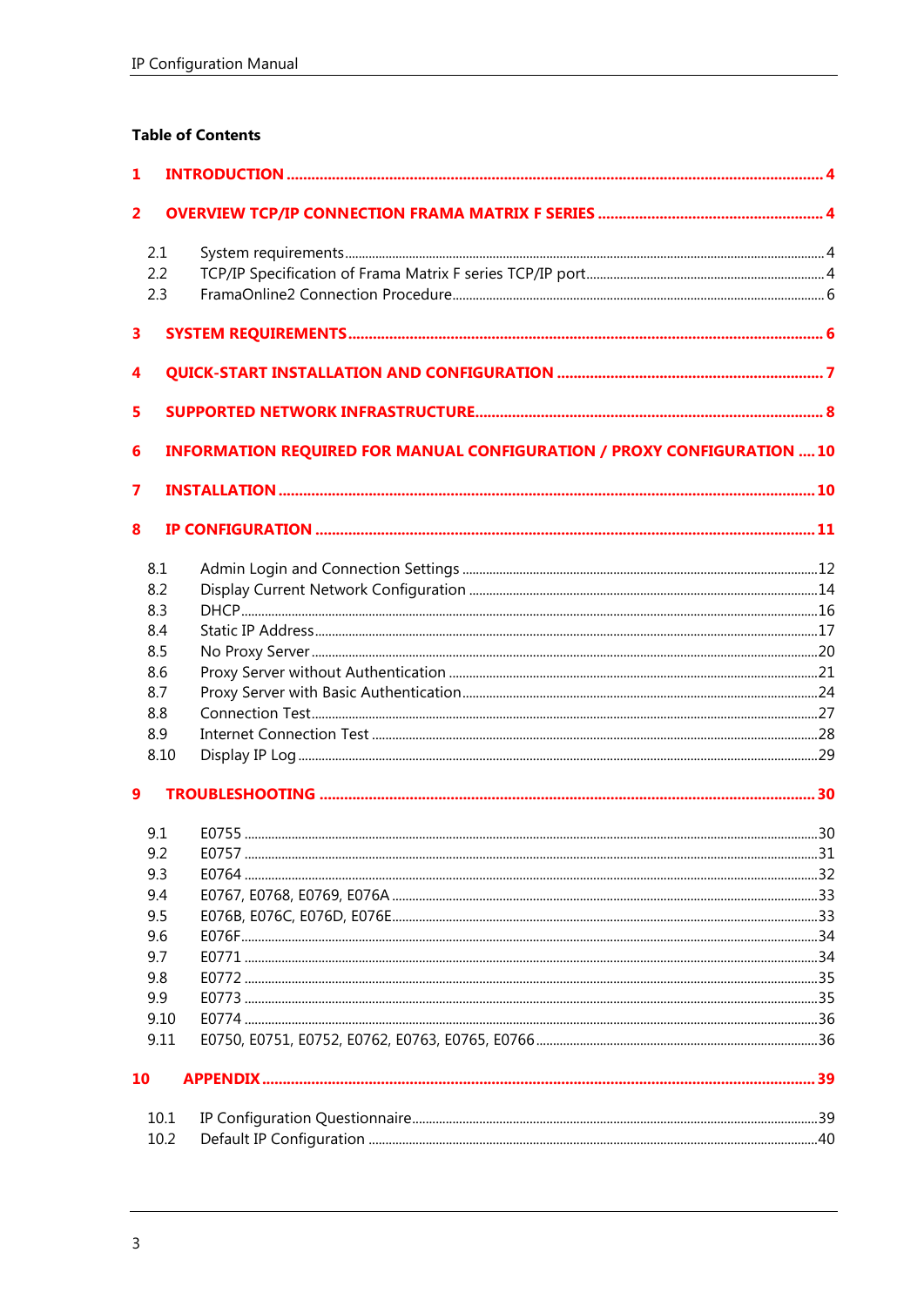**Table of Contents**

**1 INTRODUCTION ........................................................................ 4**

**2 OVERVIEW TCP/IP CONNECTION FRAMA MATRIX F SERIES ........................ 4**

2.1 System requirements ........................................................................ 4
2.2 TCP/IP Specification of Frama Matrix F series TCP/IP port ........................ 4
2.3 FramaOnline2 Connection Procedure ........................................................ 6

**3 SYSTEM REQUIREMENTS ........................................................................ 6**

**4 QUICK-START INSTALLATION AND CONFIGURATION ........................................ 7**

**5 SUPPORTED NETWORK INFRASTRUCTURE ........................................................ 8**

**6 INFORMATION REQUIRED FOR MANUAL CONFIGURATION / PROXY CONFIGURATION .... 10**

**7 INSTALLATION ........................................................................ 10**

**8 IP CONFIGURATION ........................................................................ 11**

8.1 Admin Login and Connection Settings ........................................................ 12
8.2 Display Current Network Configuration ........................................................ 14
8.3 DHCP ........................................................................ 16
8.4 Static IP Address ........................................................................ 17
8.5 No Proxy Server ........................................................................ 20
8.6 Proxy Server without Authentication ........................................................ 21
8.7 Proxy Server with Basic Authentication ........................................................ 24
8.8 Connection Test ........................................................................ 27
8.9 Internet Connection Test ........................................................................ 28
8.10 Display IP Log ........................................................................ 29

**9 TROUBLESHOOTING ........................................................................ 30**

9.1 E0755 ........................................................................ 30
9.2 E0757 ........................................................................ 31
9.3 E0764 ........................................................................ 32
9.4 E0767, E0768, E0769, E076A ........................................................ 33
9.5 E076B, E076C, E076D, E076E ........................................................ 33
9.6 E076F ........................................................................ 34
9.7 E0771 ........................................................................ 34
9.8 E0772 ........................................................................ 35
9.9 E0773 ........................................................................ 35
9.10 E0774 ........................................................................ 36
9.11 E0750, E0751, E0752, E0762, E0763, E0765, E0766 ........................................ 36

**10 APPENDIX ........................................................................ 39**

10.1 IP Configuration Questionnaire ........................................................ 39
10.2 Default IP Configuration ........................................................ 40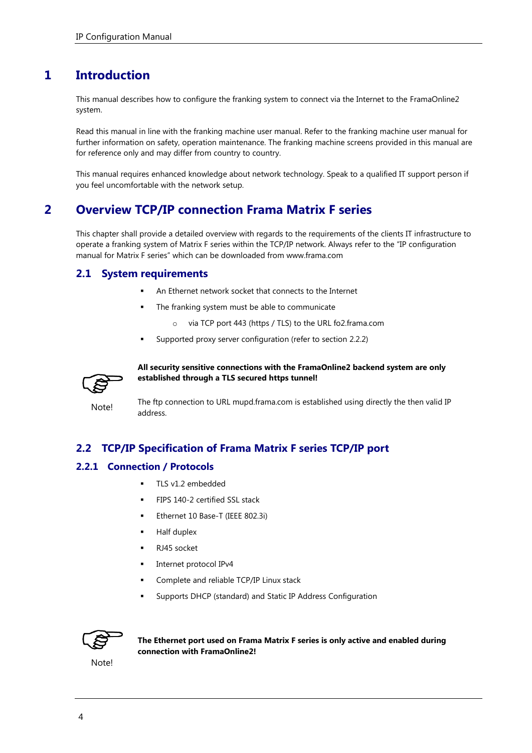# 1 Introduction

This manual describes how to configure the franking system to connect via the Internet to the FramaOnline2 system.

Read this manual in line with the franking machine user manual. Refer to the franking machine user manual for further information on safety, operation maintenance. The franking machine screens provided in this manual are for reference only and may differ from country to country.

This manual requires enhanced knowledge about network technology. Speak to a qualified IT support person if you feel uncomfortable with the network setup.

# 2 Overview TCP/IP connection Frama Matrix F series

This chapter shall provide a detailed overview with regards to the requirements of the clients IT infrastructure to operate a franking system of Matrix F series within the TCP/IP network. Always refer to the "IP configuration manual for Matrix F series" which can be downloaded from www.frama.com

## 2.1 System requirements

- An Ethernet network socket that connects to the Internet
- The franking system must be able to communicate
  - via TCP port 443 (https / TLS) to the URL fo2.frama.com
- Supported proxy server configuration (refer to section 2.2.2)

Note!

**All security sensitive connections with the FramaOnline2 backend system are only established through a TLS secured https tunnel!**

The ftp connection to URL mupd.frama.com is established using directly the then valid IP address.

## 2.2 TCP/IP Specification of Frama Matrix F series TCP/IP port

### 2.2.1 Connection / Protocols

- TLS v1.2 embedded
- FIPS 140-2 certified SSL stack
- Ethernet 10 Base-T (IEEE 802.3i)
- Half duplex
- RJ45 socket
- Internet protocol IPv4
- Complete and reliable TCP/IP Linux stack
- Supports DHCP (standard) and Static IP Address Configuration

Note!

**The Ethernet port used on Frama Matrix F series is only active and enabled during connection with FramaOnline2!**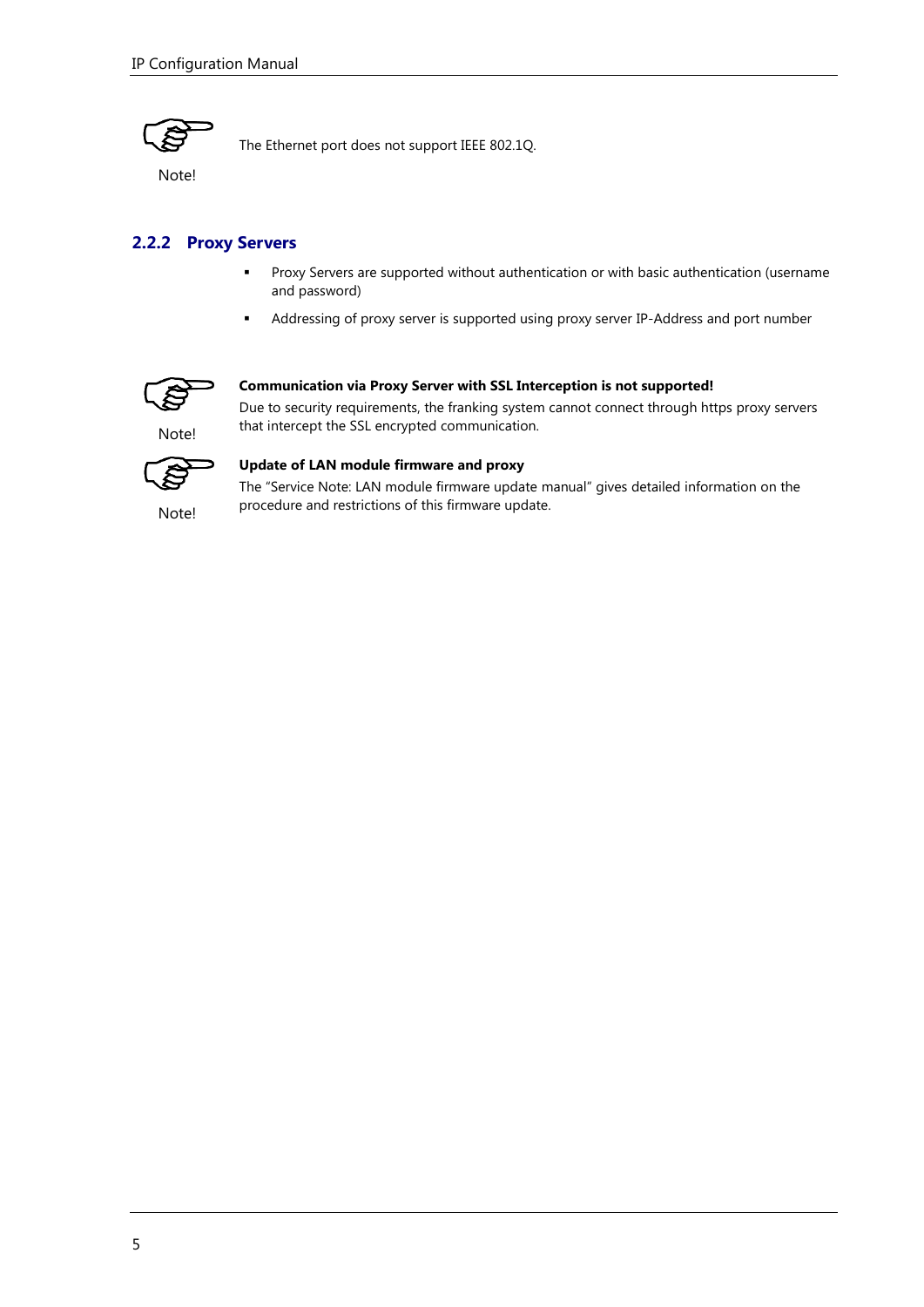Note!

The Ethernet port does not support IEEE 802.1Q.

### 2.2.2 Proxy Servers

- Proxy Servers are supported without authentication or with basic authentication (username and password)
- Addressing of proxy server is supported using proxy server IP-Address and port number

Note!

**Communication via Proxy Server with SSL Interception is not supported!**

Due to security requirements, the franking system cannot connect through https proxy servers that intercept the SSL encrypted communication.

Note!

**Update of LAN module firmware and proxy**

The "Service Note: LAN module firmware update manual" gives detailed information on the procedure and restrictions of this firmware update.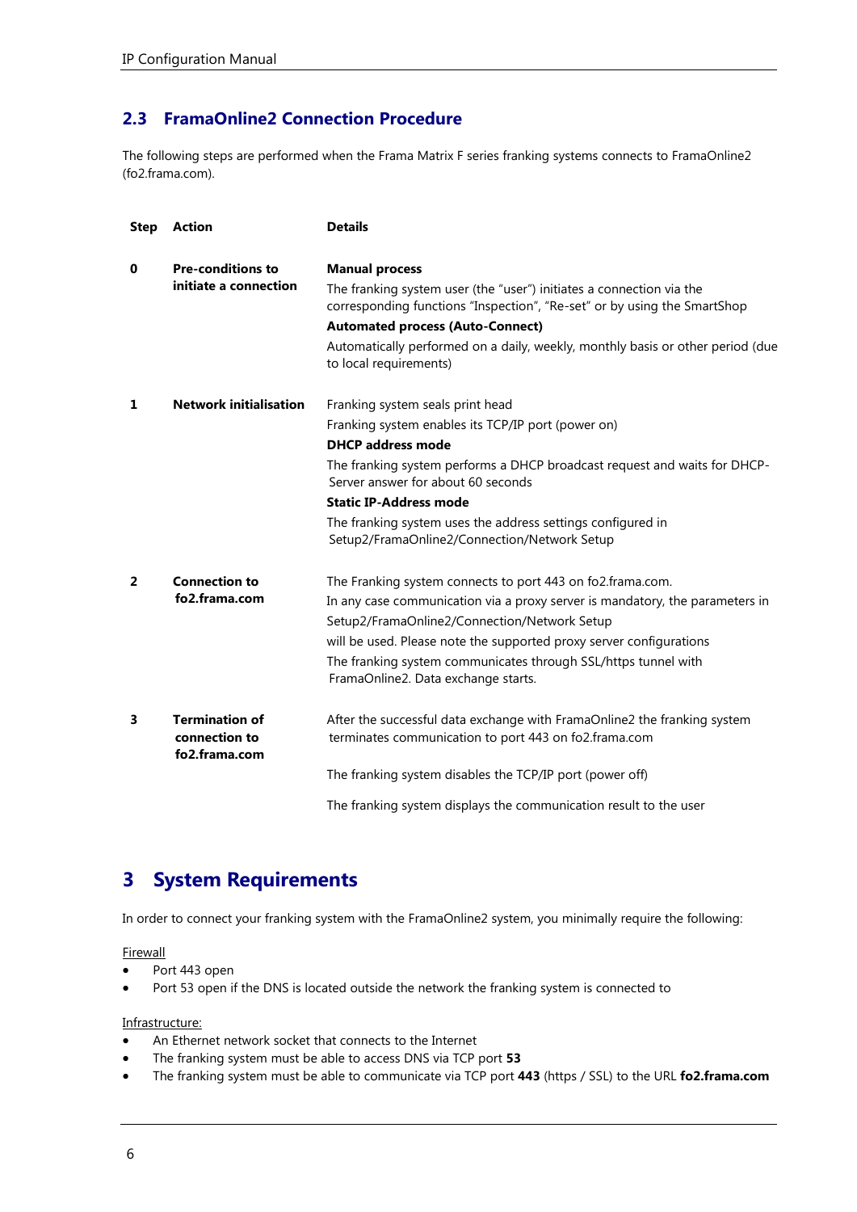## 2.3 FramaOnline2 Connection Procedure

The following steps are performed when the Frama Matrix F series franking systems connects to FramaOnline2 (fo2.frama.com).

| Step | Action | Details |
|---|---|---|
| **0** | **Pre-conditions to initiate a connection** | **Manual process**<br>The franking system user (the "user") initiates a connection via the corresponding functions "Inspection", "Re-set" or by using the SmartShop<br>**Automated process (Auto-Connect)**<br>Automatically performed on a daily, weekly, monthly basis or other period (due to local requirements) |
| **1** | **Network initialisation** | Franking system seals print head<br>Franking system enables its TCP/IP port (power on)<br>**DHCP address mode**<br>The franking system performs a DHCP broadcast request and waits for DHCP-Server answer for about 60 seconds<br>**Static IP-Address mode**<br>The franking system uses the address settings configured in Setup2/FramaOnline2/Connection/Network Setup |
| **2** | **Connection to fo2.frama.com** | The Franking system connects to port 443 on fo2.frama.com.<br>In any case communication via a proxy server is mandatory, the parameters in Setup2/FramaOnline2/Connection/Network Setup<br>will be used. Please note the supported proxy server configurations<br>The franking system communicates through SSL/https tunnel with FramaOnline2. Data exchange starts. |
| **3** | **Termination of connection to fo2.frama.com** | After the successful data exchange with FramaOnline2 the franking system terminates communication to port 443 on fo2.frama.com<br><br>The franking system disables the TCP/IP port (power off)<br><br>The franking system displays the communication result to the user |

# 3 System Requirements

In order to connect your franking system with the FramaOnline2 system, you minimally require the following:

Firewall

- Port 443 open
- Port 53 open if the DNS is located outside the network the franking system is connected to

Infrastructure:

- An Ethernet network socket that connects to the Internet
- The franking system must be able to access DNS via TCP port **53**
- The franking system must be able to communicate via TCP port **443** (https / SSL) to the URL **fo2.frama.com**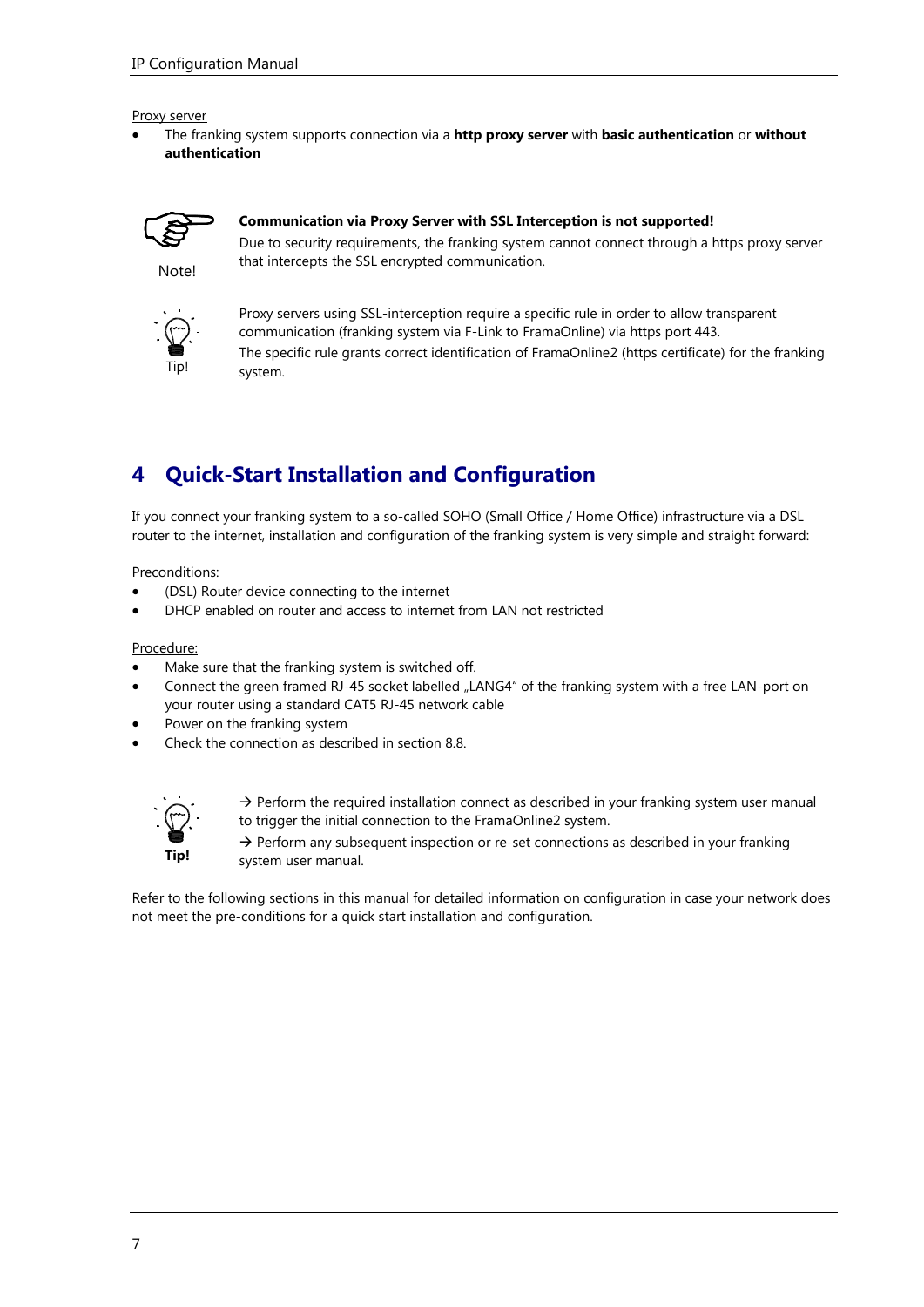Proxy server

- The franking system supports connection via a **http proxy server** with **basic authentication** or **without authentication**

Note!

**Communication via Proxy Server with SSL Interception is not supported!**

Due to security requirements, the franking system cannot connect through a https proxy server that intercepts the SSL encrypted communication.

Tip!

Proxy servers using SSL-interception require a specific rule in order to allow transparent communication (franking system via F-Link to FramaOnline) via https port 443.

The specific rule grants correct identification of FramaOnline2 (https certificate) for the franking system.

# 4 Quick-Start Installation and Configuration

If you connect your franking system to a so-called SOHO (Small Office / Home Office) infrastructure via a DSL router to the internet, installation and configuration of the franking system is very simple and straight forward:

Preconditions:

- (DSL) Router device connecting to the internet
- DHCP enabled on router and access to internet from LAN not restricted

Procedure:

- Make sure that the franking system is switched off.
- Connect the green framed RJ-45 socket labelled „LANG4" of the franking system with a free LAN-port on your router using a standard CAT5 RJ-45 network cable
- Power on the franking system
- Check the connection as described in section 8.8.

**Tip!**

→ Perform the required installation connect as described in your franking system user manual to trigger the initial connection to the FramaOnline2 system.

→ Perform any subsequent inspection or re-set connections as described in your franking system user manual.

Refer to the following sections in this manual for detailed information on configuration in case your network does not meet the pre-conditions for a quick start installation and configuration.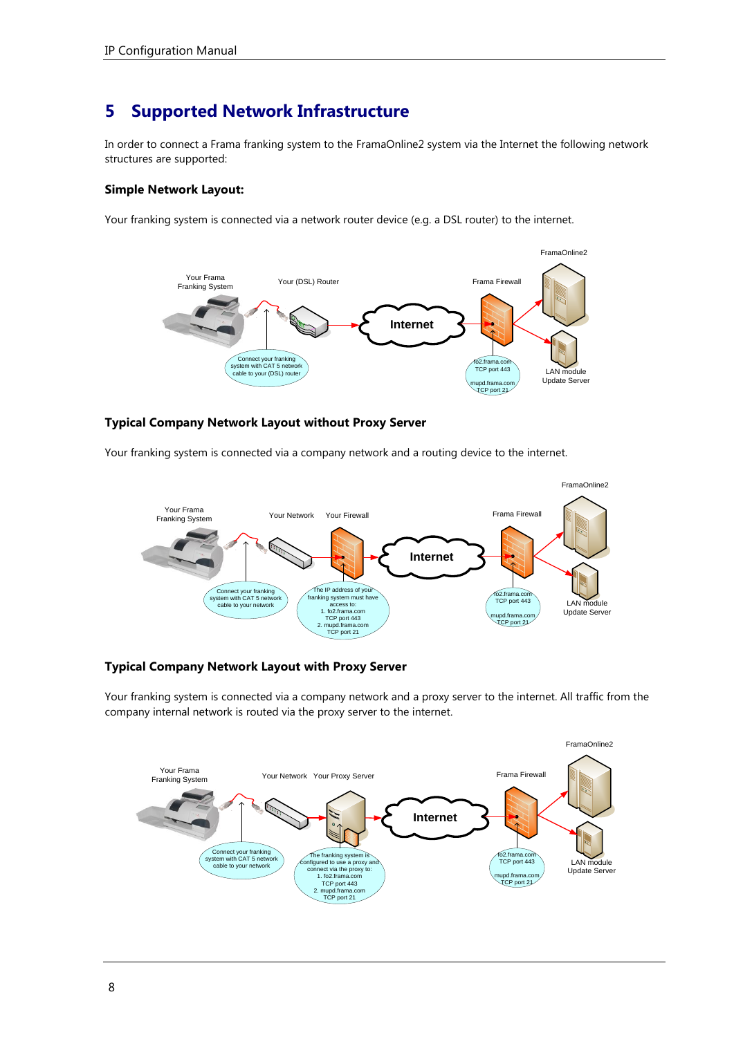# 5 Supported Network Infrastructure

In order to connect a Frama franking system to the FramaOnline2 system via the Internet the following network structures are supported:

### Simple Network Layout:

Your franking system is connected via a network router device (e.g. a DSL router) to the internet.

Your Frama Franking System
Your (DSL) Router
Internet
Frama Firewall
FramaOnline2
LAN module Update Server
Connect your franking system with CAT 5 network cable to your (DSL) router
fo2.frama.com TCP port 443
mupd.frama.com TCP port 21

### Typical Company Network Layout without Proxy Server

Your franking system is connected via a company network and a routing device to the internet.

Your Frama Franking System
Your Network
Your Firewall
Internet
Frama Firewall
FramaOnline2
LAN module Update Server
Connect your franking system with CAT 5 network cable to your network
The IP address of your franking system must have access to:
1. fo2.frama.com TCP port 443
2. mupd.frama.com TCP port 21
fo2.frama.com TCP port 443
mupd.frama.com TCP port 21

### Typical Company Network Layout with Proxy Server

Your franking system is connected via a company network and a proxy server to the internet. All traffic from the company internal network is routed via the proxy server to the internet.

Your Frama Franking System
Your Network
Your Proxy Server
Internet
Frama Firewall
FramaOnline2
LAN module Update Server
Connect your franking system with CAT 5 network cable to your network
The franking system is configured to use a proxy and connect via the proxy to:
1. fo2.frama.com TCP port 443
2. mupd.frama.com TCP port 21
fo2.frama.com TCP port 443
mupd.frama.com TCP port 21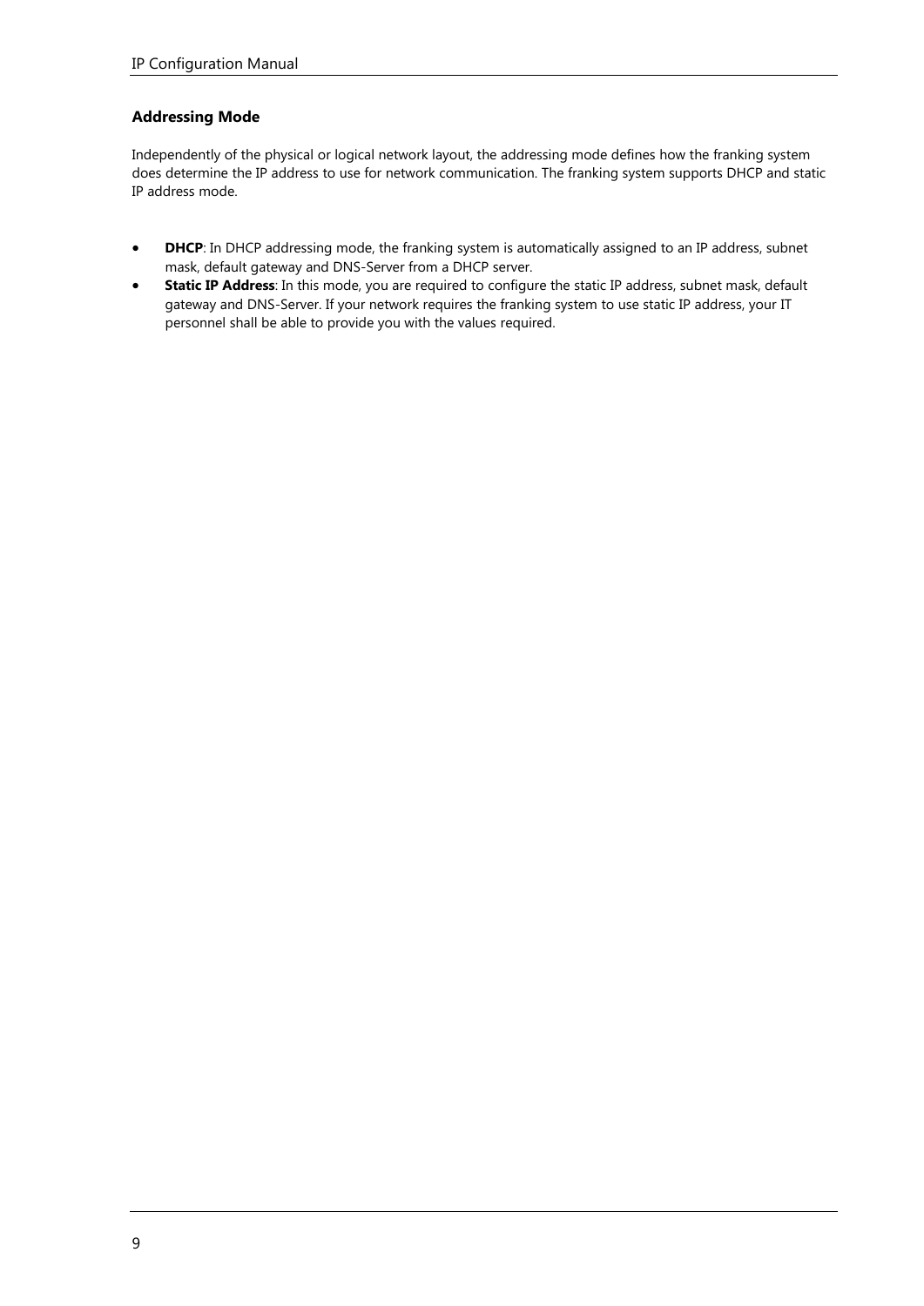### Addressing Mode

Independently of the physical or logical network layout, the addressing mode defines how the franking system does determine the IP address to use for network communication. The franking system supports DHCP and static IP address mode.

- **DHCP**: In DHCP addressing mode, the franking system is automatically assigned to an IP address, subnet mask, default gateway and DNS-Server from a DHCP server.
- **Static IP Address**: In this mode, you are required to configure the static IP address, subnet mask, default gateway and DNS-Server. If your network requires the franking system to use static IP address, your IT personnel shall be able to provide you with the values required.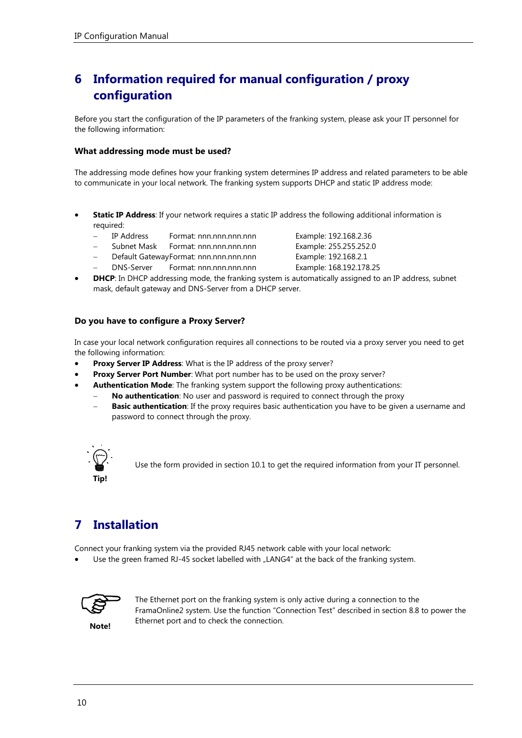# 6 Information required for manual configuration / proxy configuration

Before you start the configuration of the IP parameters of the franking system, please ask your IT personnel for the following information:

### What addressing mode must be used?

The addressing mode defines how your franking system determines IP address and related parameters to be able to communicate in your local network. The franking system supports DHCP and static IP address mode:

- **Static IP Address**: If your network requires a static IP address the following additional information is required:
  - IP Address Format: nnn.nnn.nnn.nnn Example: 192.168.2.36
  - Subnet Mask Format: nnn.nnn.nnn.nnn Example: 255.255.252.0
  - Default Gateway Format: nnn.nnn.nnn.nnn Example: 192.168.2.1
  - DNS-Server Format: nnn.nnn.nnn.nnn Example: 168.192.178.25
- **DHCP**: In DHCP addressing mode, the franking system is automatically assigned to an IP address, subnet mask, default gateway and DNS-Server from a DHCP server.

### Do you have to configure a Proxy Server?

In case your local network configuration requires all connections to be routed via a proxy server you need to get the following information:

- **Proxy Server IP Address**: What is the IP address of the proxy server?
- **Proxy Server Port Number**: What port number has to be used on the proxy server?
- **Authentication Mode**: The franking system support the following proxy authentications:
  - **No authentication**: No user and password is required to connect through the proxy
  - **Basic authentication**: If the proxy requires basic authentication you have to be given a username and password to connect through the proxy.

**Tip!**

Use the form provided in section 10.1 to get the required information from your IT personnel.

# 7 Installation

Connect your franking system via the provided RJ45 network cable with your local network:

- Use the green framed RJ-45 socket labelled with „LANG4" at the back of the franking system.

**Note!**

The Ethernet port on the franking system is only active during a connection to the FramaOnline2 system. Use the function "Connection Test" described in section 8.8 to power the Ethernet port and to check the connection.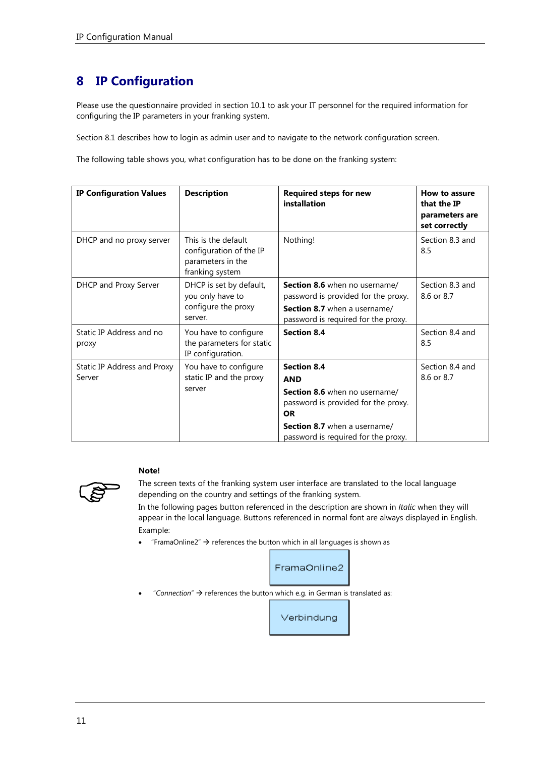# 8 IP Configuration

Please use the questionnaire provided in section 10.1 to ask your IT personnel for the required information for configuring the IP parameters in your franking system.

Section 8.1 describes how to login as admin user and to navigate to the network configuration screen.

The following table shows you, what configuration has to be done on the franking system:

| IP Configuration Values | Description | Required steps for new installation | How to assure that the IP parameters are set correctly |
|---|---|---|---|
| DHCP and no proxy server | This is the default configuration of the IP parameters in the franking system | Nothing! | Section 8.3 and 8.5 |
| DHCP and Proxy Server | DHCP is set by default, you only have to configure the proxy server. | **Section 8.6** when no username/ password is provided for the proxy. **Section 8.7** when a username/ password is required for the proxy. | Section 8.3 and 8.6 or 8.7 |
| Static IP Address and no proxy | You have to configure the parameters for static IP configuration. | **Section 8.4** | Section 8.4 and 8.5 |
| Static IP Address and Proxy Server | You have to configure static IP and the proxy server | **Section 8.4** **AND** **Section 8.6** when no username/ password is provided for the proxy. **OR** **Section 8.7** when a username/ password is required for the proxy. | Section 8.4 and 8.6 or 8.7 |

**Note!**

The screen texts of the franking system user interface are translated to the local language depending on the country and settings of the franking system.

In the following pages button referenced in the description are shown in *Italic* when they will appear in the local language. Buttons referenced in normal font are always displayed in English.

Example:

- "FramaOnline2" → references the button which in all languages is shown as

  FramaOnline2

- "*Connection*" → references the button which e.g. in German is translated as:

  Verbindung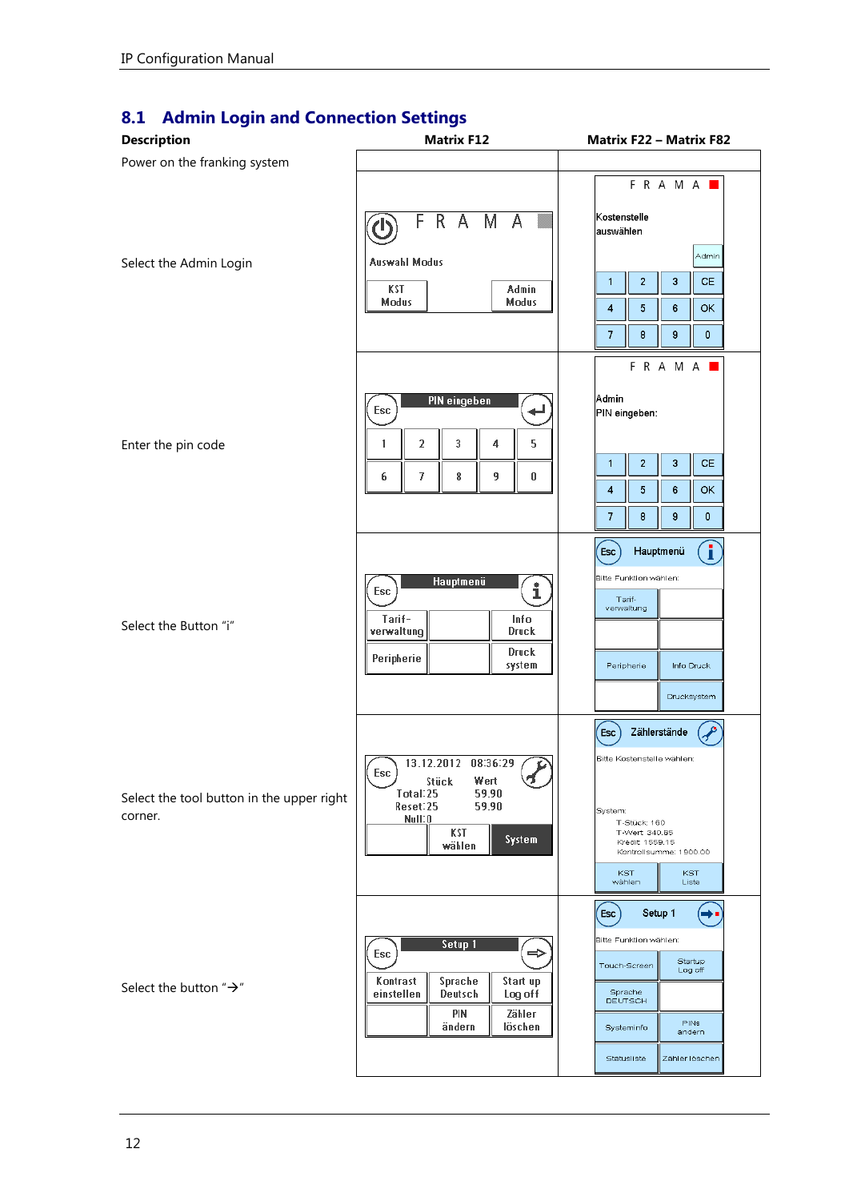## 8.1 Admin Login and Connection Settings

| Description | Matrix F12 | Matrix F22 – Matrix F82 |
|---|---|---|
| Power on the franking system | | |
| Select the Admin Login | F R A M A<br>Auswahl Modus<br>KST Modus<br>Admin Modus | F R A M A<br>Kostenstelle auswählen<br>Admin<br>1 2 3 CE<br>4 5 6 OK<br>7 8 9 0 |
| Enter the pin code | Esc PIN eingeben<br>1 2 3 4 5<br>6 7 8 9 0 | F R A M A<br>Admin<br>PIN eingeben:<br>1 2 3 CE<br>4 5 6 OK<br>7 8 9 0 |
| Select the Button "i" | Esc Hauptmenü<br>Tarif-verwaltung<br>Info Druck<br>Peripherie<br>Druck system | Esc Hauptmenü<br>Bitte Funktion wählen:<br>Tarif-verwaltung<br>Peripherie<br>Info Druck<br>Drucksystem |
| Select the tool button in the upper right corner. | Esc 13.12.2012 08:36:29<br>Stück Wert<br>Total:25 59.90<br>Reset:25 59.90<br>Null:0<br>KST wählen<br>System | Esc Zählerstände<br>Bitte Kostenstelle wählen:<br>System:<br>T-Stuck: 160<br>T-Wert: 340.85<br>Kredit: 1559.15<br>Kontrollsumme: 1900.00<br>KST wählen<br>KST Liste |
| Select the button "→" | Esc Setup 1<br>Kontrast einstellen<br>Sprache Deutsch<br>Start up Log off<br>PIN ändern<br>Zähler löschen | Esc Setup 1<br>Bitte Funktion wählen:<br>Touch-Screen<br>Startup Log off<br>Sprache DEUTSCH<br>Systeminfo<br>PINs ändern<br>Statusliste<br>Zähler löschen |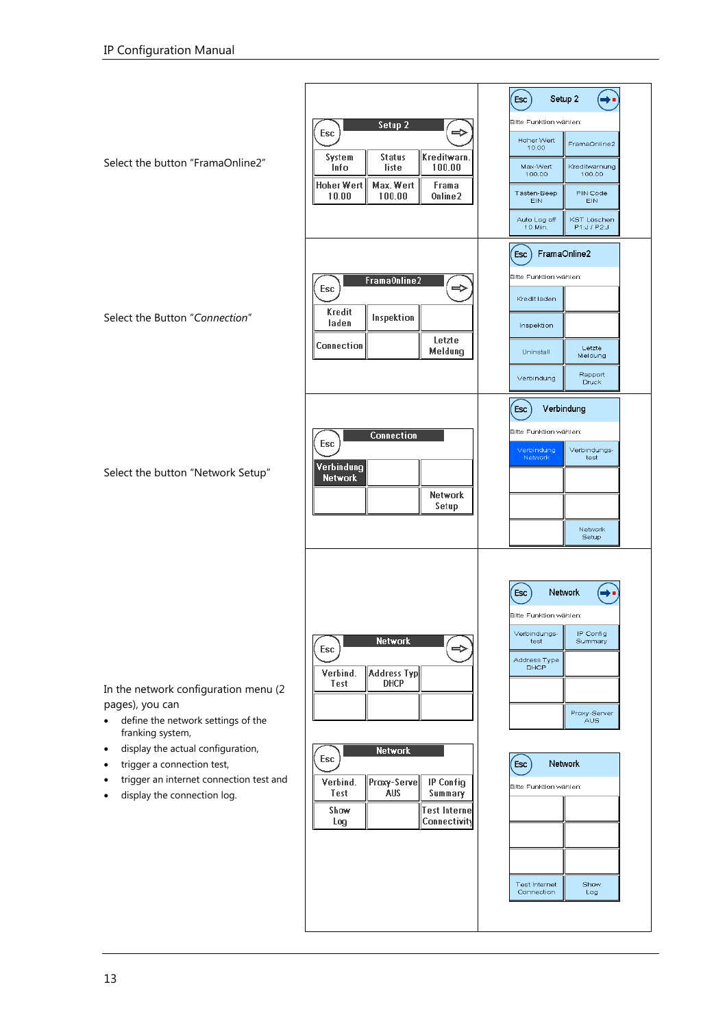Select the button “FramaOnline2”

| Setup 2 | | |
|---|---|---|
| System Info | Status liste | Kreditwarn. 100.00 |
| Hoher Wert 10.00 | Max. Wert 100.00 | Frama Online2 |

| Setup 2 | |
|---|---|
| Hoher Wert 10.00 | FramaOnline2 |
| Max-Wert 100.00 | Kreditwarnung 100.00 |
| Tasten-Beep EIN | PIN Code EIN |
| Auto Log off 10 Min. | KST Löschen P1:J / P2:J |

Select the Button “*Connection*”

| FramaOnline2 | | |
|---|---|---|
| Kredit laden | Inspektion | |
| Connection | | Letzte Meldung |

| FramaOnline2 | |
|---|---|
| Kredit laden | |
| Inspektion | |
| Uninstall | Letzte Meldung |
| Verbindung | Rapport Druck |

Select the button “Network Setup”

| Connection | | |
|---|---|---|
| Verbindung Network | | |
| | | Network Setup |

| Verbindung | |
|---|---|
| Verbindung Network | Verbindungs-test |
| | |
| | |
| | Network Setup |

In the network configuration menu (2 pages), you can

- define the network settings of the franking system,
- display the actual configuration,
- trigger a connection test,
- trigger an internet connection test and
- display the connection log.

| Network | | |
|---|---|---|
| Verbind. Test | Address Typ DHCP | |
| | | |

| Network | | |
|---|---|---|
| Verbind. Test | Proxy-Serve AUS | IP Config Summary |
| Show Log | | Test Interne Connectivity |

| Network | |
|---|---|
| Verbindungs-test | IP Config Summary |
| Address Type DHCP | |
| | |
| | Proxy-Server AUS |

| Network | |
|---|---|
| | |
| | |
| | |
| Test Internet Connection | Show Log |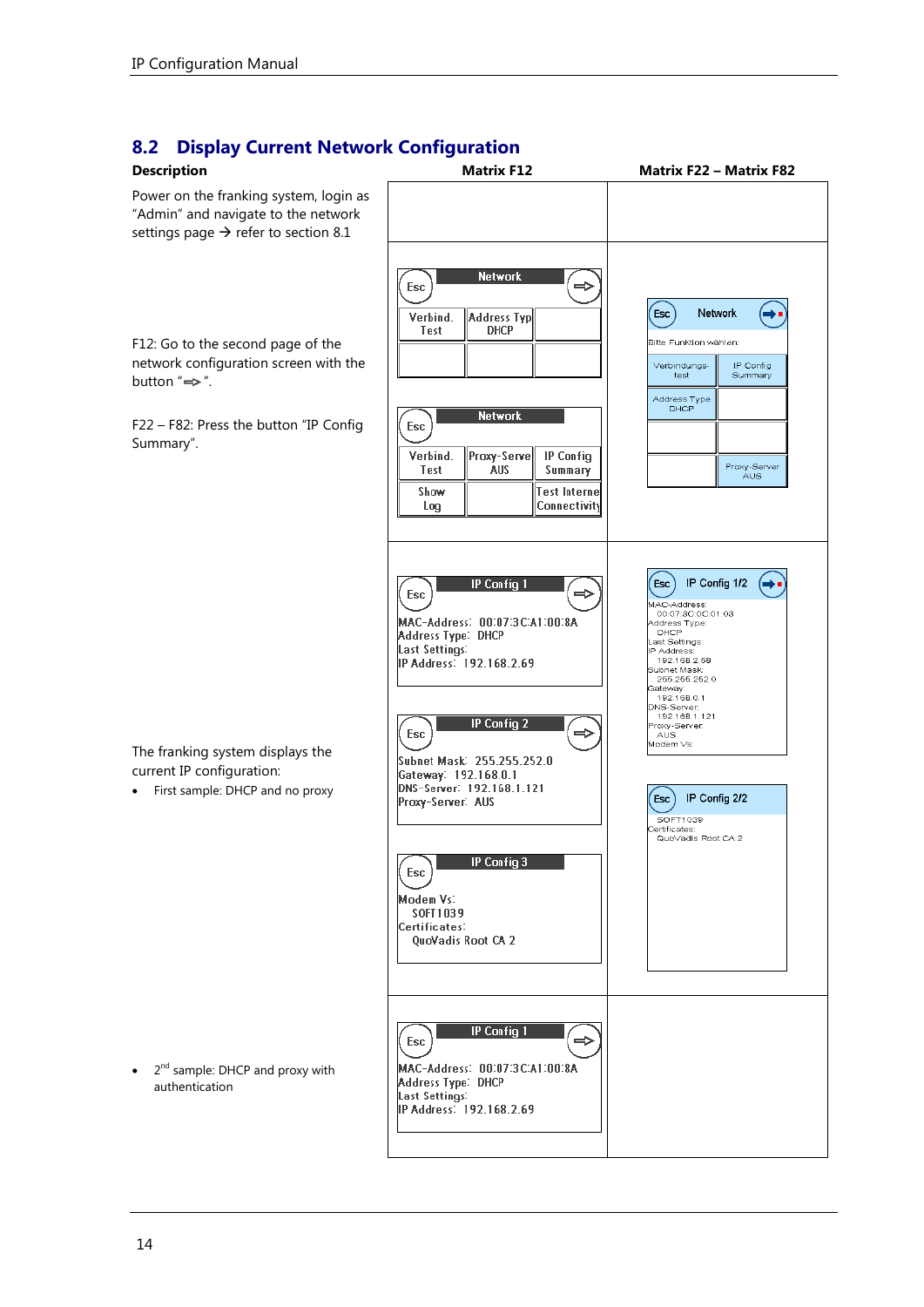## 8.2 Display Current Network Configuration

| Description | Matrix F12 | Matrix F22 – Matrix F82 |
|---|---|---|
| Power on the franking system, login as "Admin" and navigate to the network settings page → refer to section 8.1 | | |
| F12: Go to the second page of the network configuration screen with the button "⇨".<br><br>F22 – F82: Press the button "IP Config Summary". | Network: Esc, Verbind. Test, Address Typ DHCP<br><br>Network: Esc, Verbind. Test, Proxy-Serve AUS, IP Config Summary, Show Log, Test Interne Connectivity | Network: Esc, Bitte Funktion wählen:, Verbindungs-test, IP Config Summary, Address Type DHCP, Proxy-Server AUS |
| The franking system displays the current IP configuration:<br>• First sample: DHCP and no proxy | IP Config 1: MAC-Address: 00:07:3C:A1:00:8A, Address Type: DHCP, Last Settings: IP Address: 192.168.2.69<br><br>IP Config 2: Subnet Mask: 255.255.252.0, Gateway: 192.168.0.1, DNS-Server: 192.168.1.121, Proxy-Server: AUS<br><br>IP Config 3: Modem Vs: SOFT1039, Certificates: QuoVadis Root CA 2 | IP Config 1/2: MAC-Address: 00:07:3C:0C:01:03, Address Type: DHCP, Last Settings: IP Address: 192.168.2.69, Subnet Mask: 255.255.252.0, Gateway: 192.168.0.1, DNS-Server: 192.168.1.121, Proxy-Server: AUS, Modem Vs:<br><br>IP Config 2/2: SOFT1039, Certificates: QuoVadis Root CA 2 |
| • 2nd sample: DHCP and proxy with authentication | IP Config 1: MAC-Address: 00:07:3C:A1:00:8A, Address Type: DHCP, Last Settings: IP Address: 192.168.2.69 | |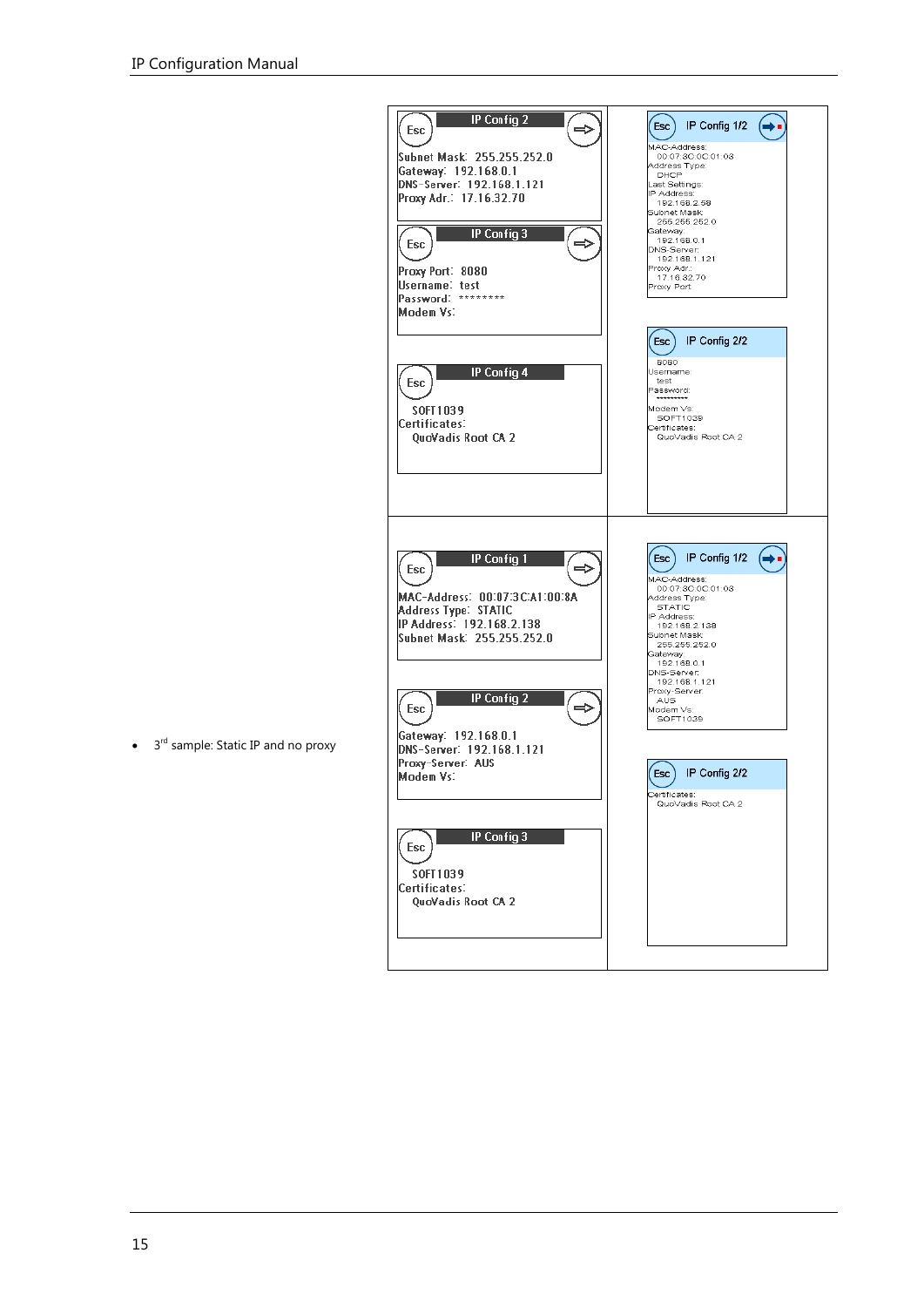| | |
|---|---|
| **IP Config 2**<br>Subnet Mask: 255.255.252.0<br>Gateway: 192.168.0.1<br>DNS-Server: 192.168.1.121<br>Proxy Adr.: 17.16.32.70<br><br>**IP Config 3**<br>Proxy Port: 8080<br>Username: test<br>Password: ********<br>Modem Vs:<br><br>**IP Config 4**<br>SOFT1039<br>Certificates:<br>QuoVadis Root CA 2 | **IP Config 1/2**<br>MAC-Address:<br>00:07:3C:0C:01:03<br>Address Type:<br>DHCP<br>Last Settings:<br>IP Address:<br>192.168.2.58<br>Subnet Mask:<br>255.255.252.0<br>Gateway:<br>192.168.0.1<br>DNS-Server:<br>192.168.1.121<br>Proxy Adr.:<br>17.16.32.70<br>Proxy Port:<br><br>**IP Config 2/2**<br>8080<br>Username:<br>test<br>Password:<br>********<br>Modem Vs:<br>SOFT1039<br>Certificates:<br>QuoVadis Root CA 2 |
| **IP Config 1**<br>MAC-Address: 00:07:3C:A1:00:8A<br>Address Type: STATIC<br>IP Address: 192.168.2.138<br>Subnet Mask: 255.255.252.0<br><br>**IP Config 2**<br>Gateway: 192.168.0.1<br>DNS-Server: 192.168.1.121<br>Proxy-Server: AUS<br>Modem Vs:<br><br>**IP Config 3**<br>SOFT1039<br>Certificates:<br>QuoVadis Root CA 2 | **IP Config 1/2**<br>MAC-Address:<br>00:07:3C:0C:01:03<br>Address Type:<br>STATIC<br>IP Address:<br>192.168.2.138<br>Subnet Mask:<br>255.255.252.0<br>Gateway:<br>192.168.0.1<br>DNS-Server:<br>192.168.1.121<br>Proxy-Server:<br>AUS<br>Modem Vs:<br>SOFT1039<br><br>**IP Config 2/2**<br>Certificates:<br>QuoVadis Root CA 2 |

- 3rd sample: Static IP and no proxy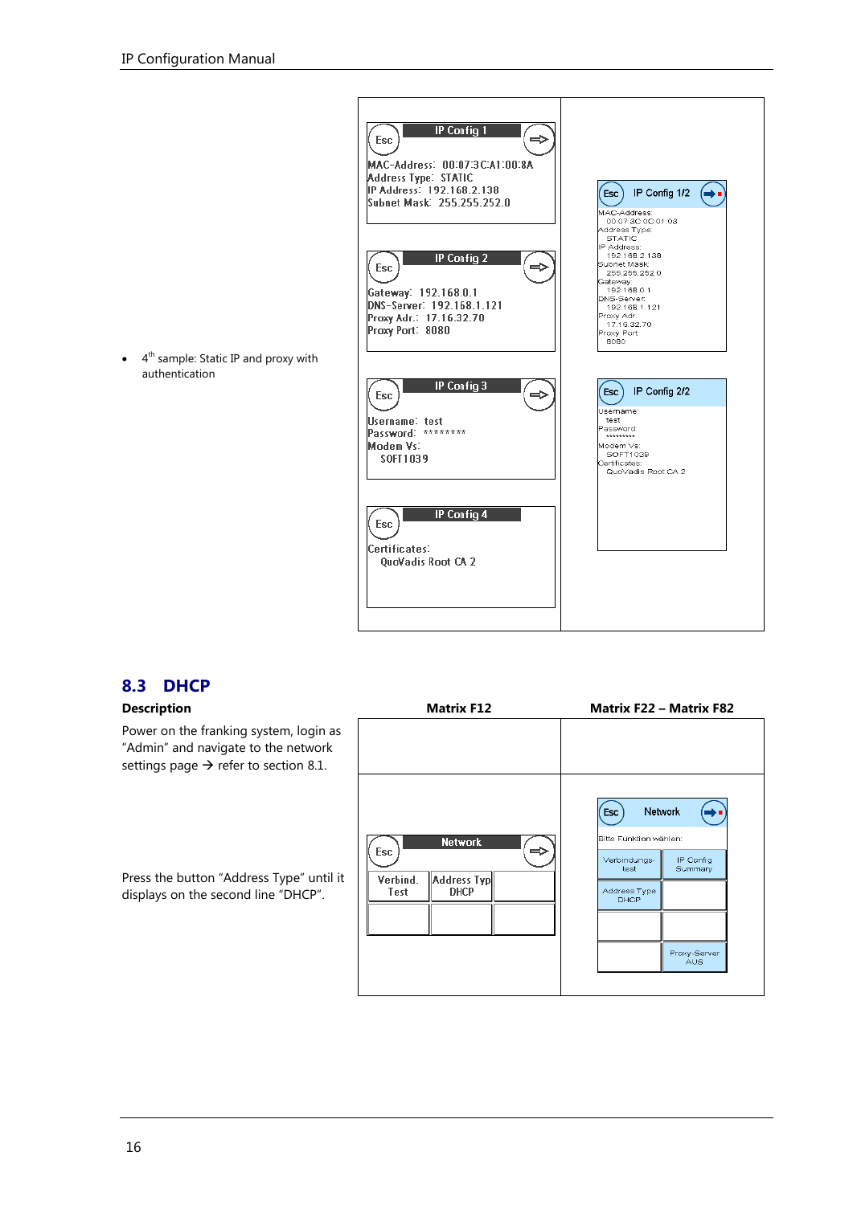- 4th sample: Static IP and proxy with authentication

| | |
|---|---|
| IP Config 1<br>MAC-Address: 00:07:3C:A1:00:8A<br>Address Type: STATIC<br>IP Address: 192.168.2.138<br>Subnet Mask: 255.255.252.0<br><br>IP Config 2<br>Gateway: 192.168.0.1<br>DNS-Server: 192.168.1.121<br>Proxy Adr.: 17.16.32.70<br>Proxy Port: 8080<br><br>IP Config 3<br>Username: test<br>Password: ********<br>Modem Vs:<br>SOFT1039<br><br>IP Config 4<br>Certificates:<br>QuoVadis Root CA 2 | IP Config 1/2<br>MAC-Address:<br>00:07:3C:0C:01:03<br>Address Type:<br>STATIC<br>IP Address:<br>192.168.2.138<br>Subnet Mask:<br>255.255.252.0<br>Gateway:<br>192.168.0.1<br>DNS-Server:<br>192.168.1.121<br>Proxy Adr.:<br>17.16.32.70<br>Proxy Port:<br>8080<br><br>IP Config 2/2<br>Username:<br>test<br>Password:<br>********<br>Modem Vs:<br>SOFT1039<br>Certificates:<br>QuoVadis Root CA 2 |

## 8.3 DHCP

| Description | Matrix F12 | Matrix F22 – Matrix F82 |
|---|---|---|
| Power on the franking system, login as "Admin" and navigate to the network settings page → refer to section 8.1. | | |
| Press the button "Address Type" until it displays on the second line "DHCP". | Network<br>Verbind. Test<br>Address Typ DHCP | Network<br>Bitte Funktion wählen:<br>Verbindungs-test<br>IP Config Summary<br>Address Type DHCP<br>Proxy-Server AUS |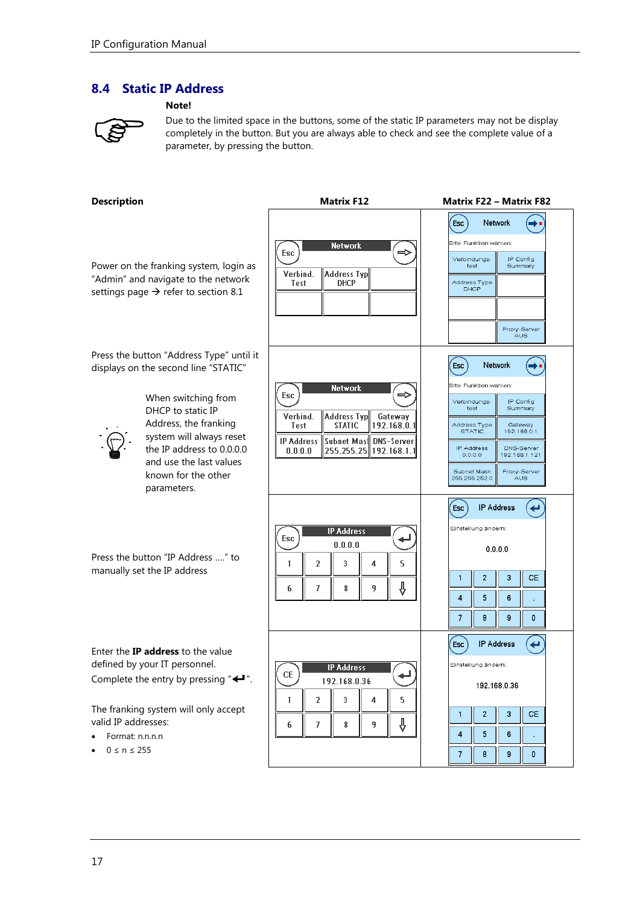## 8.4 Static IP Address

**Note!**

Due to the limited space in the buttons, some of the static IP parameters may not be display completely in the button. But you are always able to check and see the complete value of a parameter, by pressing the button.

| Description | Matrix F12 | Matrix F22 – Matrix F82 |
|---|---|---|
| Power on the franking system, login as "Admin" and navigate to the network settings page → refer to section 8.1 | Esc / Network / ⇨<br>Verbind. Test / Address Typ DHCP | Esc / Network / ➡<br>Bitte Funktion wählen:<br>Verbindungs-test / IP Config Summary<br>Address Type DHCP<br>Proxy-Server AUS |
| Press the button "Address Type" until it displays on the second line "STATIC"<br><br>When switching from DHCP to static IP Address, the franking system will always reset the IP address to 0.0.0.0 and use the last values known for the other parameters. | Esc / Network / ⇨<br>Verbind. Test / Address Typ STATIC / Gateway 192.168.0.1<br>IP Address 0.0.0.0 / Subnet Masl 255.255.25 / DNS-Server 192.168.1.1 | Esc / Network / ➡<br>Bitte Funktion wählen:<br>Verbindungs-test / IP Config Summary<br>Address Type STATIC / Gateway 192.168.0.1<br>IP Address 0.0.0.0 / DNS-Server 192.168.1.121<br>Subnet Mask 255.255.252.0 / Proxy-Server AUS |
| Press the button "IP Address …." to manually set the IP address | Esc / IP Address / ↵<br>0.0.0.0<br>1 2 3 4 5<br>6 7 8 9 ⇩ | Esc / IP Address / ↵<br>Einstellung ändern:<br>0.0.0.0<br>1 2 3 CE<br>4 5 6 .<br>7 8 9 0 |
| Enter the **IP address** to the value defined by your IT personnel.<br>Complete the entry by pressing "↵".<br><br>The franking system will only accept valid IP addresses:<br>• Format: n.n.n.n<br>• 0 ≤ n ≤ 255 | CE / IP Address / ↵<br>192.168.0.36<br>1 2 3 4 5<br>6 7 8 9 ⇩ | Esc / IP Address / ↵<br>Einstellung ändern:<br>192.168.0.36<br>1 2 3 CE<br>4 5 6 .<br>7 8 9 0 |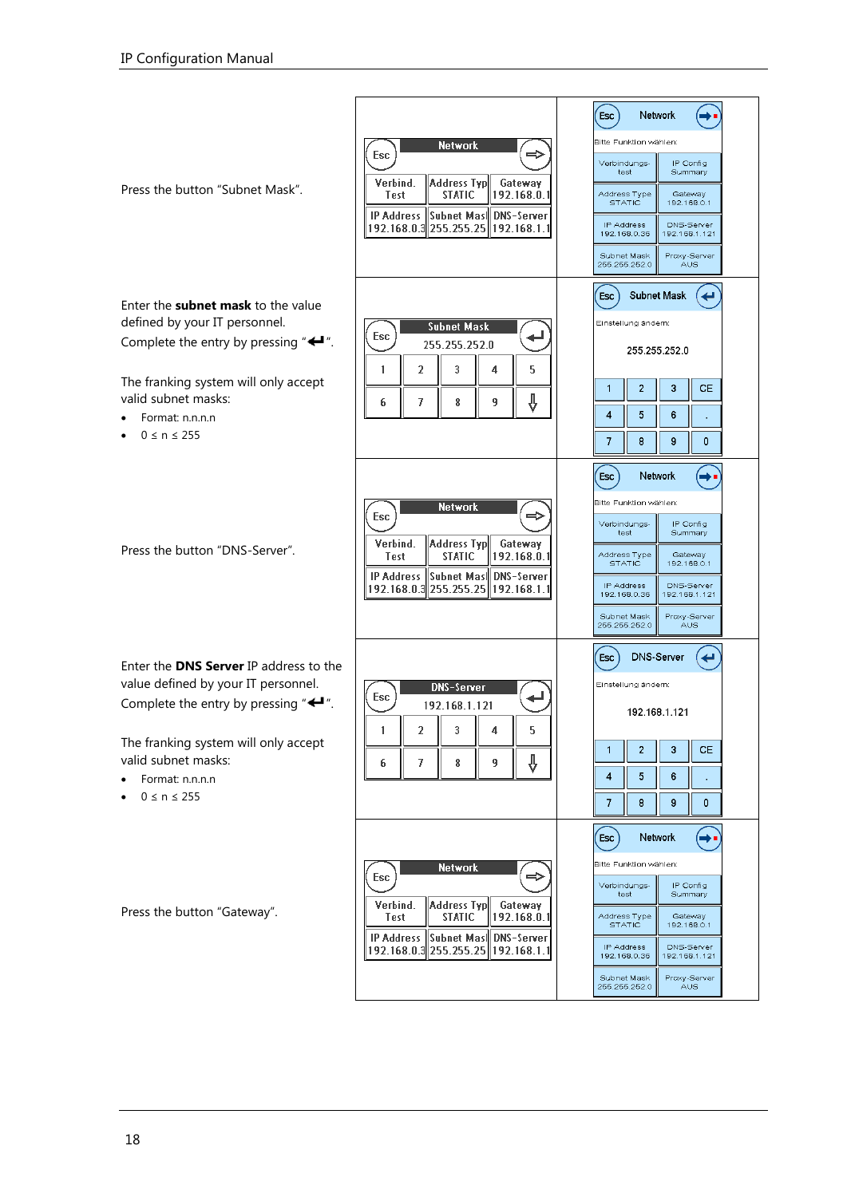Press the button “Subnet Mask”.

Enter the **subnet mask** to the value defined by your IT personnel.
Complete the entry by pressing “↵”.

The franking system will only accept valid subnet masks:

- Format: n.n.n.n
- 0 ≤ n ≤ 255

Press the button “DNS-Server”.

Enter the **DNS Server** IP address to the value defined by your IT personnel.
Complete the entry by pressing “↵”.

The franking system will only accept valid subnet masks:

- Format: n.n.n.n
- 0 ≤ n ≤ 255

Press the button “Gateway”.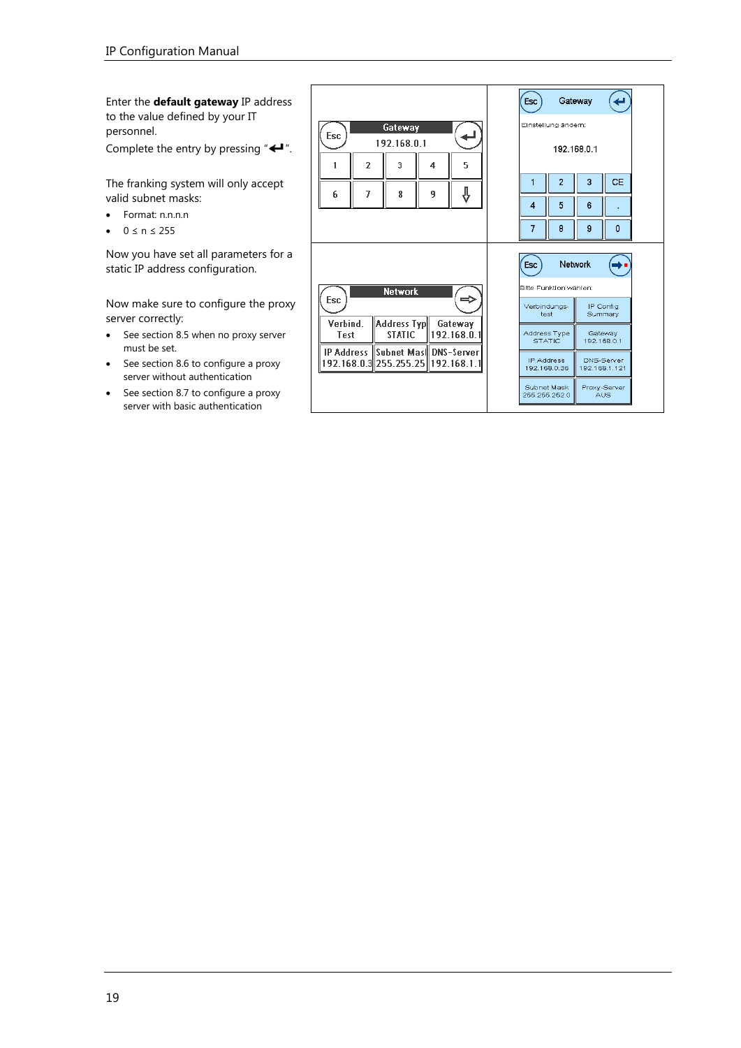Enter the **default gateway** IP address to the value defined by your IT personnel.

Complete the entry by pressing "↵".

The franking system will only accept valid subnet masks:

- Format: n.n.n.n
- 0 ≤ n ≤ 255

Now you have set all parameters for a static IP address configuration.

Now make sure to configure the proxy server correctly:

- See section 8.5 when no proxy server must be set.
- See section 8.6 to configure a proxy server without authentication
- See section 8.7 to configure a proxy server with basic authentication

Esc
Gateway
192.168.0.1
1 2 3 4 5
6 7 8 9

Esc
Gateway
Einstellung ändern:
192.168.0.1
1 2 3 CE
4 5 6 .
7 8 9 0

Esc
Network
Verbind. Test
Address Typ STATIC
Gateway 192.168.0.1
IP Address 192.168.0.3
Subnet Masl 255.255.25
DNS-Server 192.168.1.1

Esc
Network
Bitte Funktion wählen:
Verbindungs-test
IP Config Summary
Address Type STATIC
Gateway 192.168.0.1
IP Address 192.168.0.36
DNS-Server 192.168.1.121
Subnet Mask 255.255.252.0
Proxy-Server AUS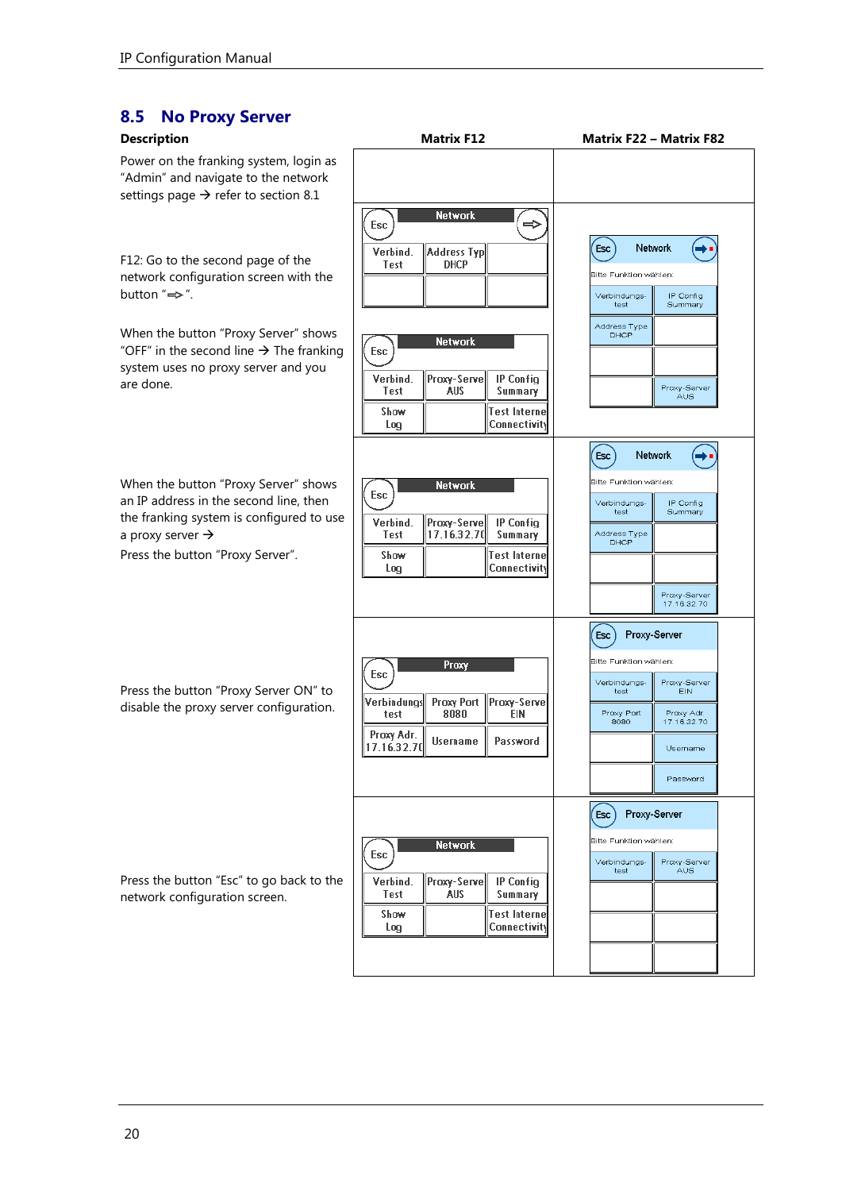## 8.5 No Proxy Server

| Description | Matrix F12 | Matrix F22 – Matrix F82 |
|---|---|---|
| Power on the franking system, login as "Admin" and navigate to the network settings page → refer to section 8.1 | | |
| F12: Go to the second page of the network configuration screen with the button "⇨".<br><br>When the button "Proxy Server" shows "OFF" in the second line → The franking system uses no proxy server and you are done. | Network: Esc, ⇨ / Verbind. Test / Address Typ DHCP<br><br>Network: Esc / Verbind. Test / Proxy-Serve AUS / IP Config Summary / Show Log / Test Interne Connectivity | Network: Esc, ➡ / Bitte Funktion wählen: / Verbindungs-test / IP Config Summary / Address Type DHCP / Proxy-Server AUS |
| When the button "Proxy Server" shows an IP address in the second line, then the franking system is configured to use a proxy server →<br><br>Press the button "Proxy Server". | Network: Esc / Verbind. Test / Proxy-Serve 17.16.32.70 / IP Config Summary / Show Log / Test Interne Connectivity | Network: Esc, ➡ / Bitte Funktion wählen: / Verbindungs-test / IP Config Summary / Address Type DHCP / Proxy-Server 17.16.32.70 |
| Press the button "Proxy Server ON" to disable the proxy server configuration. | Proxy: Esc / Verbindungs test / Proxy Port 8080 / Proxy-Serve EIN / Proxy Adr. 17.16.32.70 / Username / Password | Proxy-Server: Esc / Bitte Funktion wählen: / Verbindungs-test / Proxy-Server EIN / Proxy Port 8080 / Proxy Adr 17.16.32.70 / Username / Password |
| Press the button "Esc" to go back to the network configuration screen. | Network: Esc / Verbind. Test / Proxy-Serve AUS / IP Config Summary / Show Log / Test Interne Connectivity | Proxy-Server: Esc / Bitte Funktion wählen: / Verbindungs-test / Proxy-Server AUS |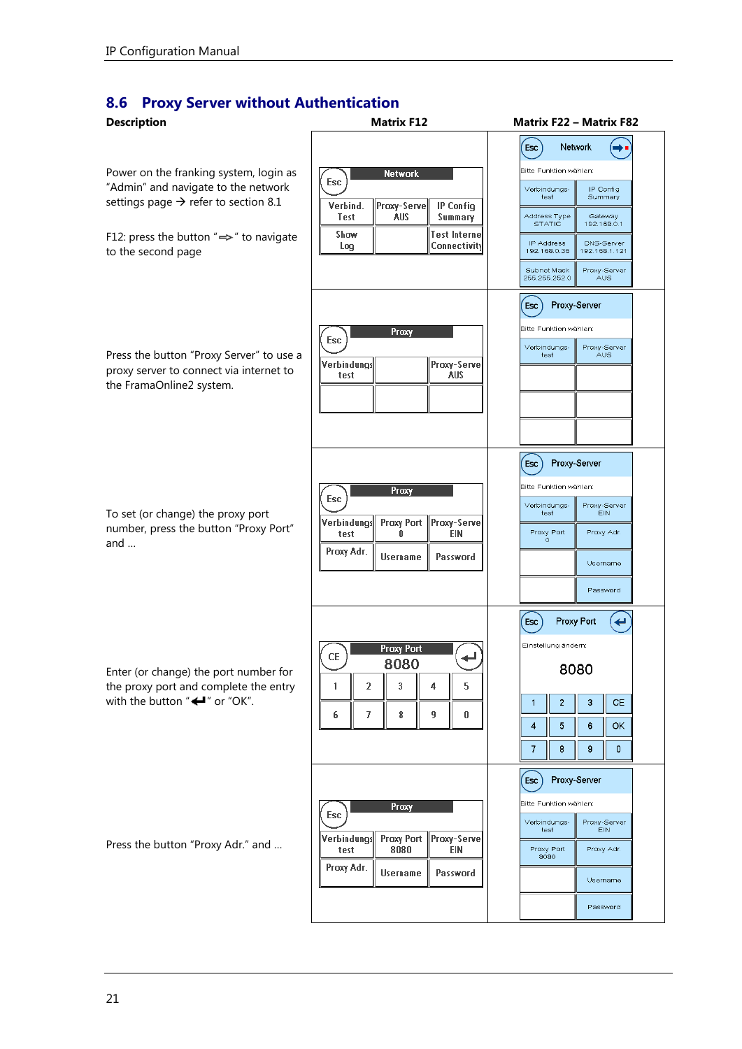## 8.6 Proxy Server without Authentication

| Description | Matrix F12 | Matrix F22 – Matrix F82 |
|---|---|---|
| Power on the franking system, login as “Admin” and navigate to the network settings page → refer to section 8.1<br><br>F12: press the button “⇨” to navigate to the second page | | |
| Press the button “Proxy Server” to use a proxy server to connect via internet to the FramaOnline2 system. | | |
| To set (or change) the proxy port number, press the button “Proxy Port” and … | | |
| Enter (or change) the port number for the proxy port and complete the entry with the button “↵” or “OK”. | | |
| Press the button “Proxy Adr.” and … | | |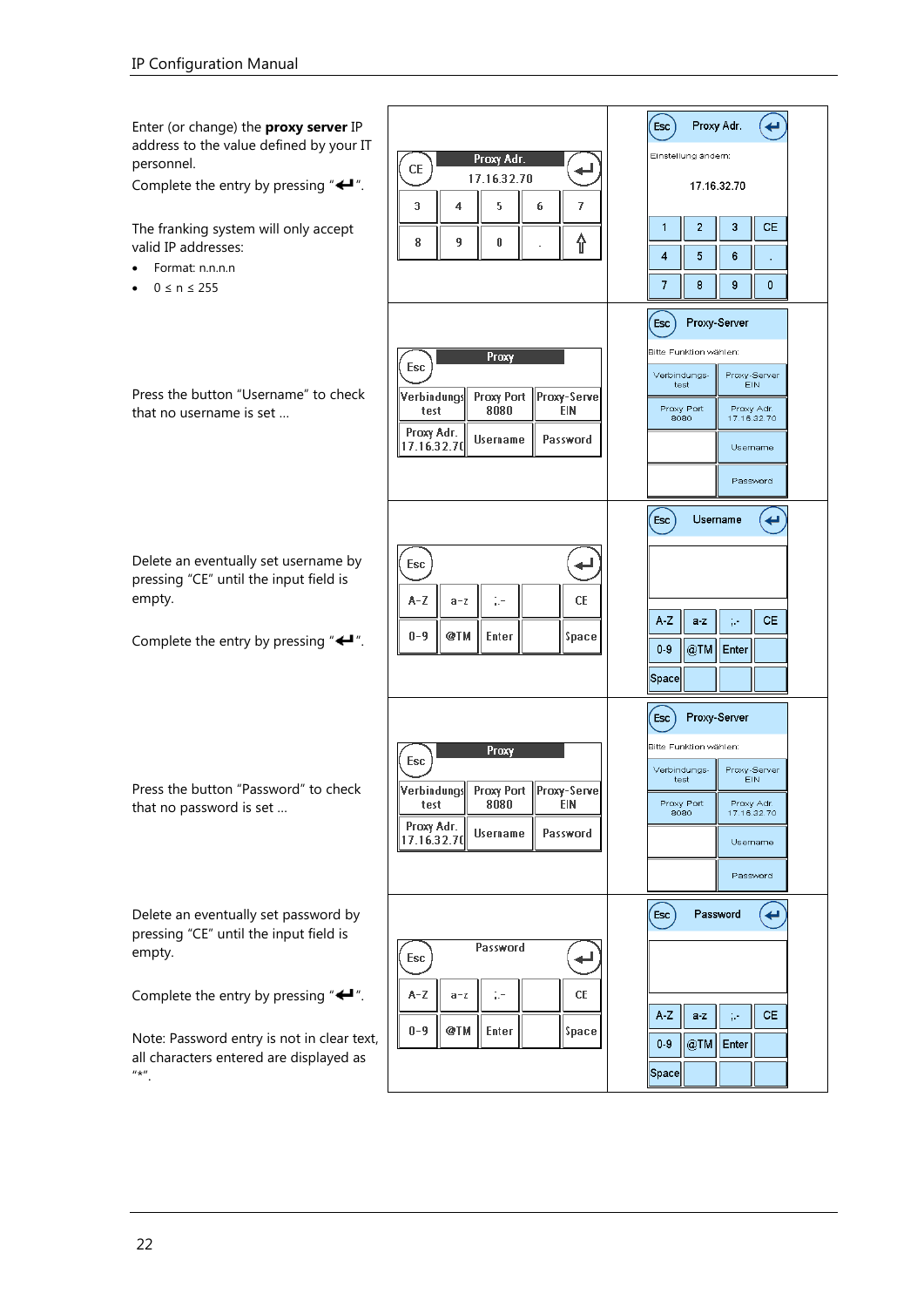Enter (or change) the **proxy server** IP address to the value defined by your IT personnel.

Complete the entry by pressing "↵".

The franking system will only accept valid IP addresses:

- Format: n.n.n.n
- 0 ≤ n ≤ 255

Press the button "Username" to check that no username is set …

Delete an eventually set username by pressing "CE" until the input field is empty.

Complete the entry by pressing "↵".

Press the button "Password" to check that no password is set …

Delete an eventually set password by pressing "CE" until the input field is empty.

Complete the entry by pressing "↵".

Note: Password entry is not in clear text, all characters entered are displayed as "*".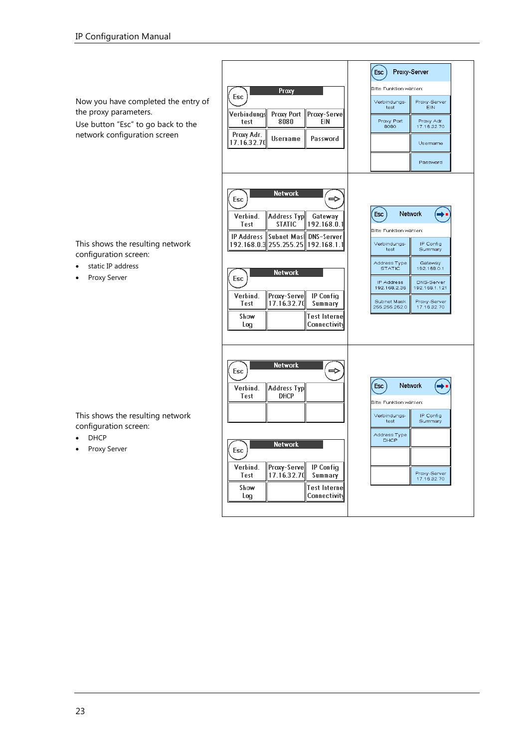Now you have completed the entry of the proxy parameters.

Use button “Esc” to go back to the network configuration screen

| | | |
|---|---|---|
| Verbindungs test | Proxy Port 8080 | Proxy-Serve EIN |
| Proxy Adr. 17.16.32.70 | Username | Password |

This shows the resulting network configuration screen:

- static IP address
- Proxy Server

This shows the resulting network configuration screen:

- DHCP
- Proxy Server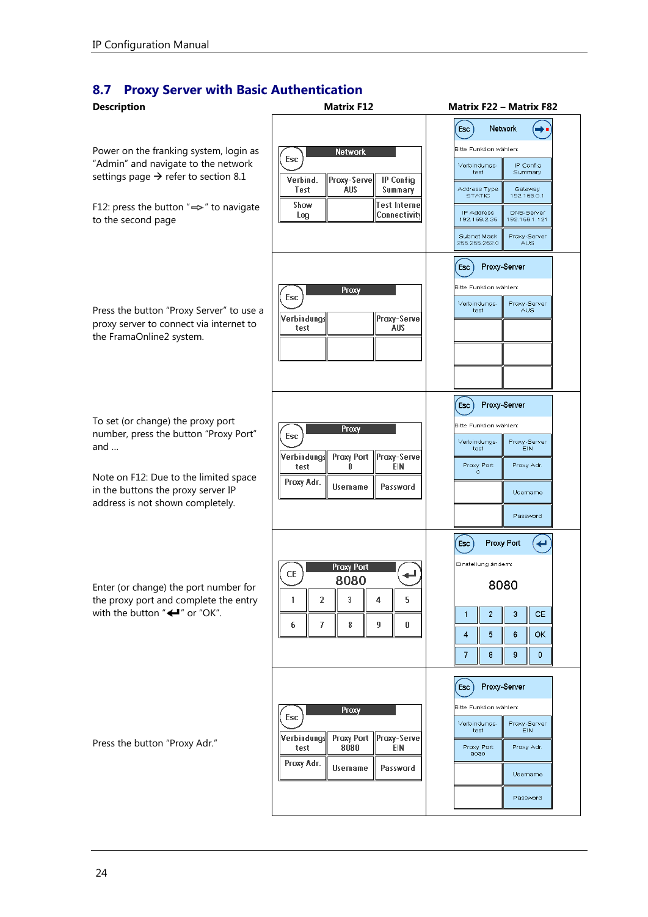## 8.7 Proxy Server with Basic Authentication

| Description | Matrix F12 | Matrix F22 – Matrix F82 |
|---|---|---|
| Power on the franking system, login as "Admin" and navigate to the network settings page → refer to section 8.1<br><br>F12: press the button "⇨" to navigate to the second page | Network<br>Esc<br>Verbind. Test \| Proxy-Serve AUS \| IP Config Summary<br>Show Log \| \| Test Interne Connectivity | Esc Network<br>Bitte Funktion wählen:<br>Verbindungs-test \| IP Config Summary<br>Address Type STATIC \| Gateway 192.168.0.1<br>IP Address 192.168.2.36 \| DNS-Server 192.168.1.121<br>Subnet Mask 255.255.252.0 \| Proxy-Server AUS |
| Press the button "Proxy Server" to use a proxy server to connect via internet to the FramaOnline2 system. | Proxy<br>Esc<br>Verbindungs test \| \| Proxy-Serve AUS | Esc Proxy-Server<br>Bitte Funktion wählen:<br>Verbindungs-test \| Proxy-Server AUS |
| To set (or change) the proxy port number, press the button "Proxy Port" and …<br><br>Note on F12: Due to the limited space in the buttons the proxy server IP address is not shown completely. | Proxy<br>Esc<br>Verbindungs test \| Proxy Port 0 \| Proxy-Serve EIN<br>Proxy Adr. \| Username \| Password | Esc Proxy-Server<br>Bitte Funktion wählen:<br>Verbindungs-test \| Proxy-Server EIN<br>Proxy Port 0 \| Proxy Adr.<br>\| Username<br>\| Password |
| Enter (or change) the port number for the proxy port and complete the entry with the button "↵" or "OK". | Proxy Port<br>CE 8080 ↵<br>1 2 3 4 5<br>6 7 8 9 0 | Esc Proxy Port ↵<br>Einstellung ändern:<br>8080<br>1 2 3 CE<br>4 5 6 OK<br>7 8 9 0 |
| Press the button "Proxy Adr." | Proxy<br>Esc<br>Verbindungs test \| Proxy Port 8080 \| Proxy-Serve EIN<br>Proxy Adr. \| Username \| Password | Esc Proxy-Server<br>Bitte Funktion wählen:<br>Verbindungs-test \| Proxy-Server EIN<br>Proxy Port 8080 \| Proxy Adr.<br>\| Username<br>\| Password |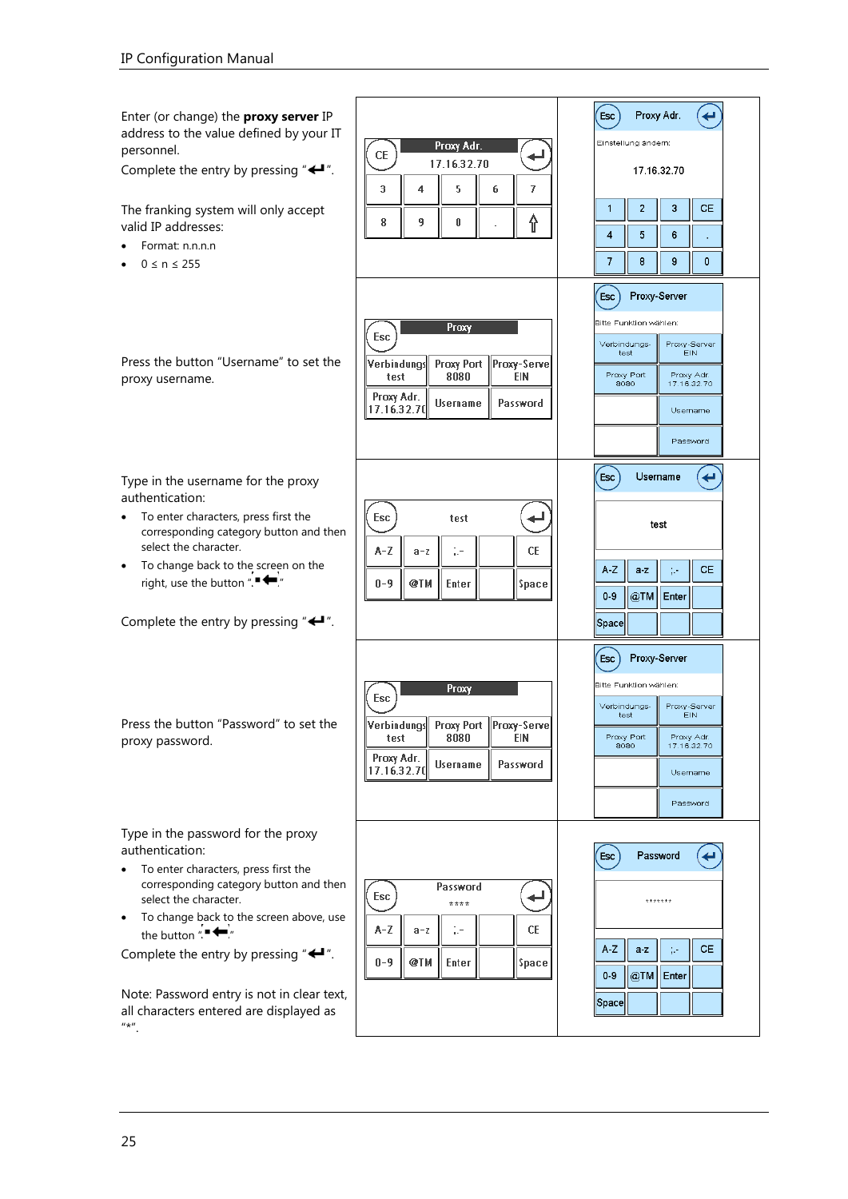Enter (or change) the **proxy server** IP address to the value defined by your IT personnel.

Complete the entry by pressing "↵".

The franking system will only accept valid IP addresses:

- Format: n.n.n.n
- 0 ≤ n ≤ 255

Press the button "Username" to set the proxy username.

Type in the username for the proxy authentication:

- To enter characters, press first the corresponding category button and then select the character.
- To change back to the screen on the right, use the button "⇐".

Complete the entry by pressing "↵".

Press the button "Password" to set the proxy password.

Type in the password for the proxy authentication:

- To enter characters, press first the corresponding category button and then select the character.
- To change back to the screen above, use the button "⇐".

Complete the entry by pressing "↵".

Note: Password entry is not in clear text, all characters entered are displayed as "*".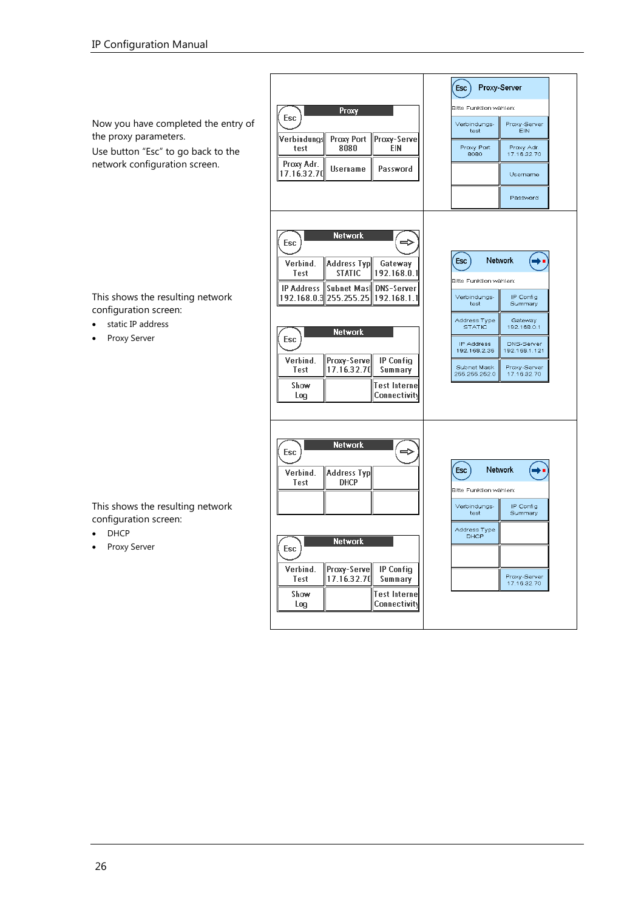Now you have completed the entry of the proxy parameters.

Use button “Esc” to go back to the network configuration screen.

Esc Proxy

| | | |
|---|---|---|
| Verbindungs test | Proxy Port 8080 | Proxy-Serve EIN |
| Proxy Adr. 17.16.32.70 | Username | Password |

Esc Proxy-Server

Bitte Funktion wählen:

| | |
|---|---|
| Verbindungs-test | Proxy-Server EIN |
| Proxy Port 8080 | Proxy Adr. 17.16.32.70 |
| | Username |
| | Password |

This shows the resulting network configuration screen:

- static IP address
- Proxy Server

Esc Network

| | | |
|---|---|---|
| Verbind. Test | Address Typ STATIC | Gateway 192.168.0.1 |
| IP Address 192.168.0.3 | Subnet Mask 255.255.25 | DNS-Server 192.168.1.1 |

Esc Network

| | | |
|---|---|---|
| Verbind. Test | Proxy-Serve 17.16.32.70 | IP Config Summary |
| Show Log | | Test Interne Connectivity |

Esc Network

Bitte Funktion wählen:

| | |
|---|---|
| Verbindungs-test | IP Config Summary |
| Address Type STATIC | Gateway 192.168.0.1 |
| IP Address 192.168.2.36 | DNS-Server 192.168.1.121 |
| Subnet Mask 255.255.252.0 | Proxy-Server 17.16.32.70 |

This shows the resulting network configuration screen:

- DHCP
- Proxy Server

Esc Network

| | | |
|---|---|---|
| Verbind. Test | Address Typ DHCP | |
| | | |

Esc Network

| | | |
|---|---|---|
| Verbind. Test | Proxy-Serve 17.16.32.70 | IP Config Summary |
| Show Log | | Test Interne Connectivity |

Esc Network

Bitte Funktion wählen:

| | |
|---|---|
| Verbindungs-test | IP Config Summary |
| Address Type DHCP | |
| | |
| | Proxy-Server 17.16.32.70 |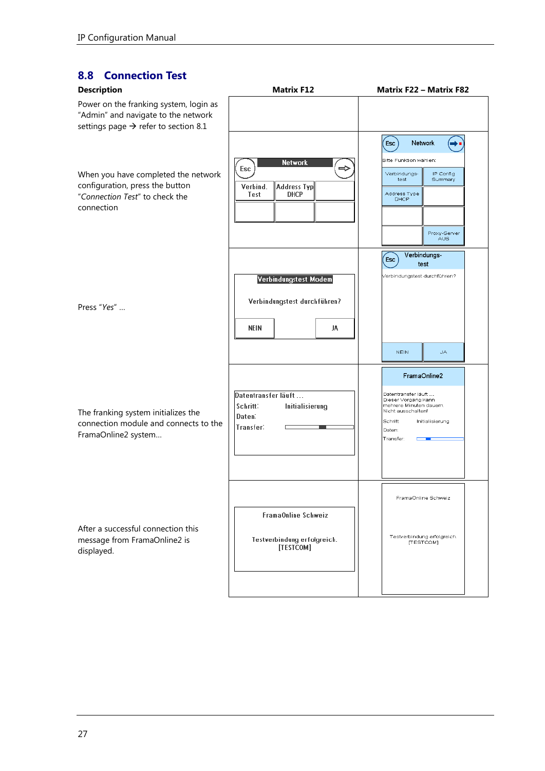## 8.8 Connection Test

| Description | Matrix F12 | Matrix F22 – Matrix F82 |
|---|---|---|
| Power on the franking system, login as "Admin" and navigate to the network settings page → refer to section 8.1 | | |
| When you have completed the network configuration, press the button "*Connection Test*" to check the connection | Esc / Network / ⇨<br>Verbind. Test / Address Typ DHCP | Esc / Network<br>Bitte Funktion wählen:<br>Verbindungs-test / IP Config Summary<br>Address Type DHCP<br>Proxy-Server AUS |
| Press "*Yes*" … | Verbindungstest Modem<br>Verbindungstest durchführen?<br>NEIN / JA | Esc / Verbindungs-test<br>Verbindungstest durchführen?<br>NEIN / JA |
| The franking system initializes the connection module and connects to the FramaOnline2 system… | Datentransfer läuft …<br>Schritt: Initialisierung<br>Daten:<br>Transfer: | FramaOnline2<br>Datentransfer läuft …<br>Dieser Vorgang kann mehrere Minuten dauern.<br>Nicht ausschalten!<br>Schritt: Initialisierung<br>Daten:<br>Transfer: |
| After a successful connection this message from FramaOnline2 is displayed. | FramaOnline Schweiz<br>Testverbindung erfolgreich.<br>[TESTCOM] | FramaOnline Schweiz<br>Testverbindung erfolgreich.<br>[TESTCOM] |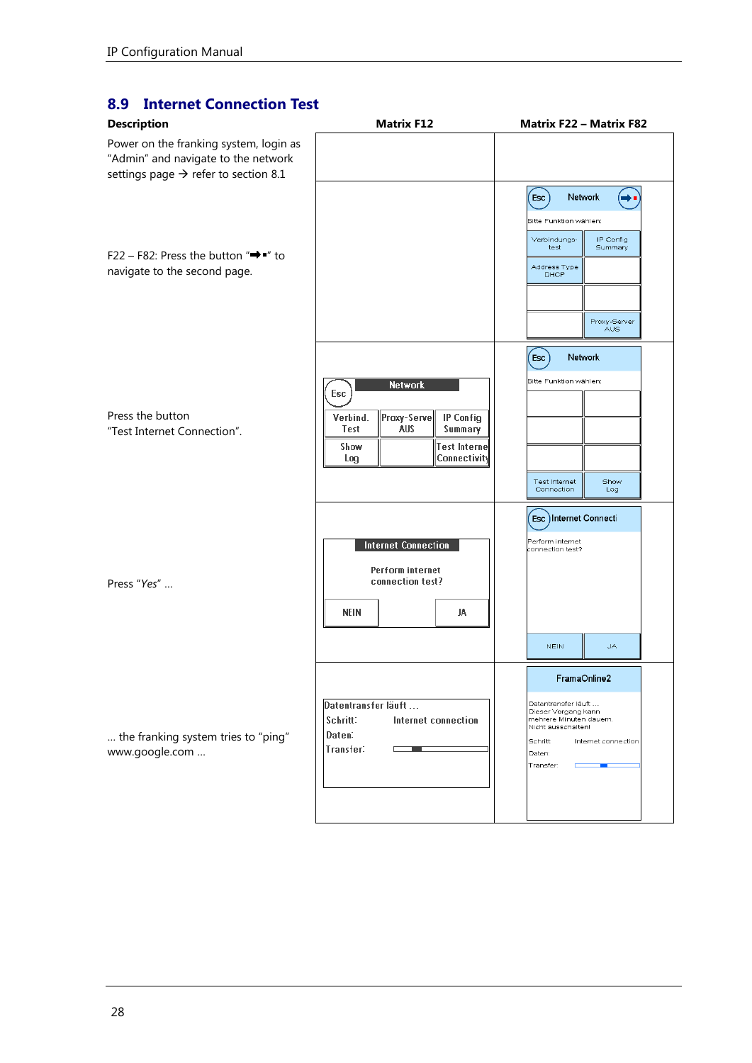## 8.9 Internet Connection Test

| Description | Matrix F12 | Matrix F22 – Matrix F82 |
|---|---|---|
| Power on the franking system, login as “Admin” and navigate to the network settings page → refer to section 8.1 | | |
| F22 – F82: Press the button “➡▪” to navigate to the second page. | | Esc Network ➡▪<br>Bitte Funktion wählen:<br>Verbindungs-test \| IP Config Summary<br>Address Type DHCP \|<br>\|<br>\| Proxy-Server AUS |
| Press the button “Test Internet Connection”. | Esc Network<br>Verbind. Test \| Proxy-Serve AUS \| IP Config Summary<br>Show Log \| \| Test Interne Connectivity | Esc Network<br>Bitte Funktion wählen:<br>Test Internet Connection \| Show Log |
| Press “*Yes*” ... | Internet Connection<br>Perform internet connection test?<br>NEIN \| JA | Esc Internet Connecti<br>Perform internet connection test?<br>NEIN \| JA |
| ... the franking system tries to “ping” www.google.com ... | Datentransfer läuft ...<br>Schritt: Internet connection<br>Daten:<br>Transfer: | FramaOnline2<br>Datentransfer läuft ...<br>Dieser Vorgang kann mehrere Minuten dauern.<br>Nicht ausschalten!<br>Schritt: Internet connection<br>Daten:<br>Transfer: |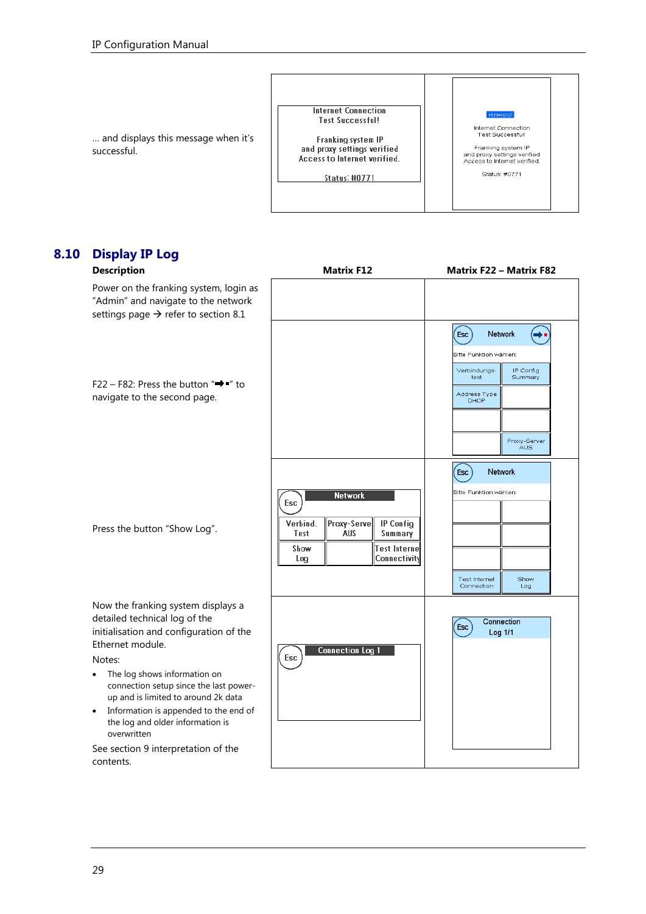… and displays this message when it's successful.

| | Matrix F12 | Matrix F22 – Matrix F82 |
|---|---|---|
| | Internet Connection<br>Test Successful!<br><br>Franking system IP<br>and proxy settings verified<br>Access to Internet verified.<br><br>Status: #0771 | Hinweis!<br>Internet Connection<br>Test Successful!<br><br>Franking system IP<br>and proxy settings verified<br>Access to Internet verified.<br><br>Status: #0771 |

## 8.10 Display IP Log

| Description | Matrix F12 | Matrix F22 – Matrix F82 |
|---|---|---|
| Power on the franking system, login as "Admin" and navigate to the network settings page → refer to section 8.1 | | |
| F22 – F82: Press the button "➡▪" to navigate to the second page. | | Esc Network ➡▪<br>Bitte Funktion wählen:<br>Verbindungs-test \| IP Config Summary<br>Address Type DHCP \|<br>\|<br>\| Proxy-Server AUS |
| Press the button "Show Log". | Esc Network<br>Verbind. Test \| Proxy-Serve AUS \| IP Config Summary<br>Show Log \| \| Test Interne Connectivity | Esc Network<br>Bitte Funktion wählen:<br>\|<br>\|<br>\|<br>Test Internet Connection \| Show Log |
| Now the franking system displays a detailed technical log of the initialisation and configuration of the Ethernet module.<br>Notes:<br>• The log shows information on connection setup since the last power-up and is limited to around 2k data<br>• Information is appended to the end of the log and older information is overwritten<br>See section 9 interpretation of the contents. | Esc Connection Log 1 | Esc Connection Log 1/1 |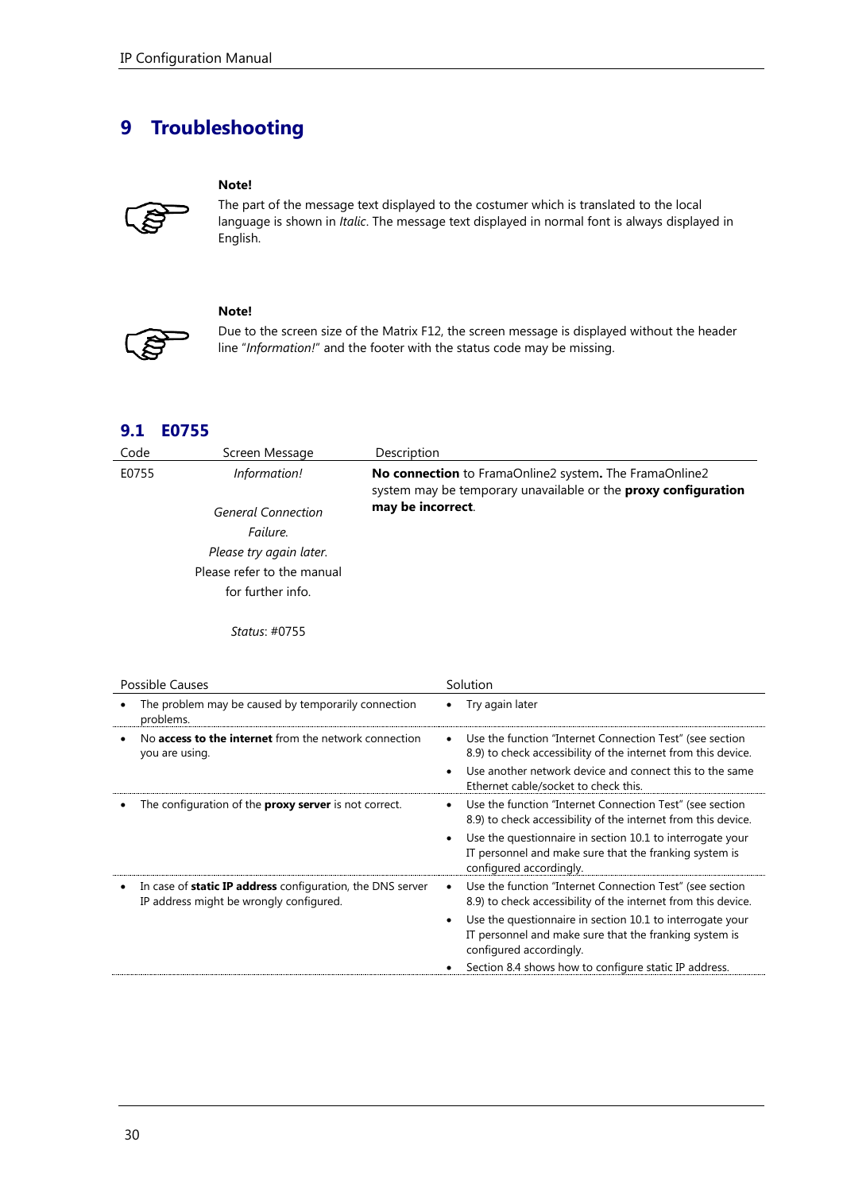# 9 Troubleshooting

**Note!**

The part of the message text displayed to the costumer which is translated to the local language is shown in *Italic*. The message text displayed in normal font is always displayed in English.

**Note!**

Due to the screen size of the Matrix F12, the screen message is displayed without the header line "*Information!*" and the footer with the status code may be missing.

## 9.1 E0755

| Code | Screen Message | Description |
|---|---|---|
| E0755 | *Information!*<br><br>*General Connection Failure.*<br>*Please try again later.*<br>Please refer to the manual for further info.<br><br>*Status*: #0755 | **No connection** to FramaOnline2 system**.** The FramaOnline2 system may be temporary unavailable or the **proxy configuration may be incorrect**. |

| Possible Causes | Solution |
|---|---|
| • The problem may be caused by temporarily connection problems. | • Try again later |
| • No **access to the internet** from the network connection you are using. | • Use the function "Internet Connection Test" (see section 8.9) to check accessibility of the internet from this device.<br>• Use another network device and connect this to the same Ethernet cable/socket to check this. |
| • The configuration of the **proxy server** is not correct. | • Use the function "Internet Connection Test" (see section 8.9) to check accessibility of the internet from this device.<br>• Use the questionnaire in section 10.1 to interrogate your IT personnel and make sure that the franking system is configured accordingly. |
| • In case of **static IP address** configuration, the DNS server IP address might be wrongly configured. | • Use the function "Internet Connection Test" (see section 8.9) to check accessibility of the internet from this device.<br>• Use the questionnaire in section 10.1 to interrogate your IT personnel and make sure that the franking system is configured accordingly.<br>• Section 8.4 shows how to configure static IP address. |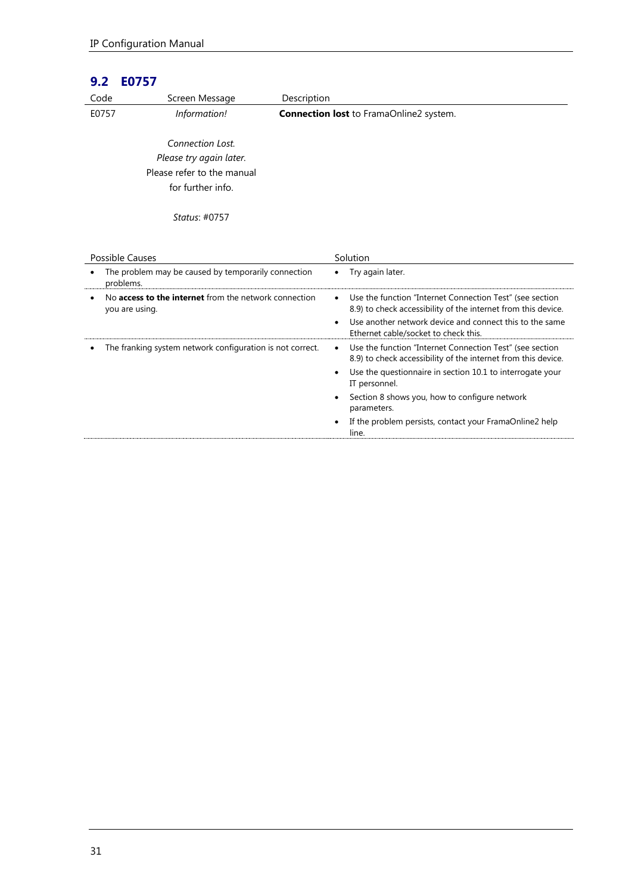## 9.2 E0757

| Code | Screen Message | Description |
| --- | --- | --- |
| E0757 | *Information!*<br><br>*Connection Lost.*<br>*Please try again later.*<br>Please refer to the manual for further info.<br><br>*Status*: #0757 | **Connection lost** to FramaOnline2 system. |

| Possible Causes | Solution |
| --- | --- |
| • The problem may be caused by temporarily connection problems. | • Try again later. |
| • No **access to the internet** from the network connection you are using. | • Use the function “Internet Connection Test” (see section 8.9) to check accessibility of the internet from this device.<br>• Use another network device and connect this to the same Ethernet cable/socket to check this. |
| • The franking system network configuration is not correct. | • Use the function “Internet Connection Test” (see section 8.9) to check accessibility of the internet from this device.<br>• Use the questionnaire in section 10.1 to interrogate your IT personnel.<br>• Section 8 shows you, how to configure network parameters.<br>• If the problem persists, contact your FramaOnline2 help line. |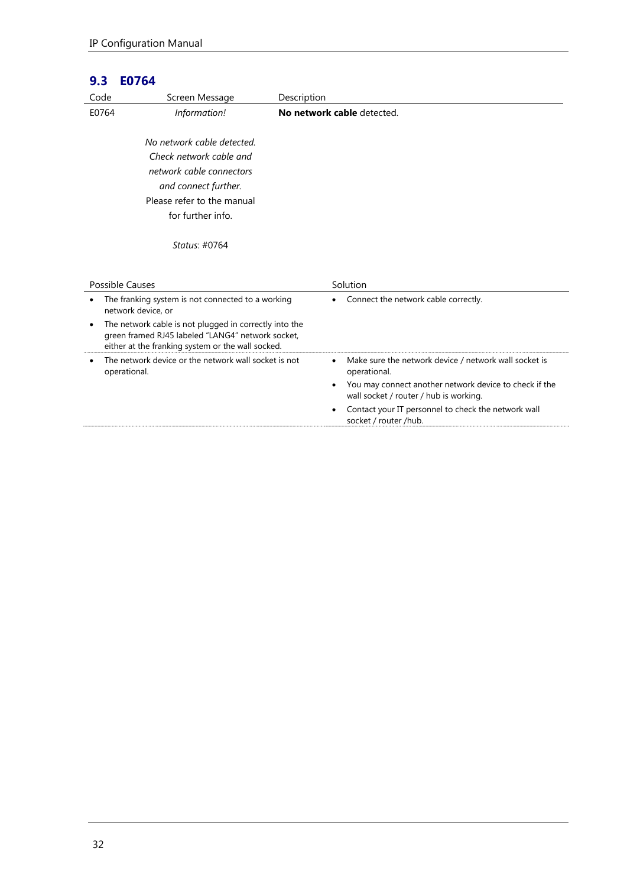## 9.3 E0764

| Code | Screen Message | Description |
|---|---|---|
| E0764 | *Information!*<br><br>*No network cable detected. Check network cable and network cable connectors and connect further.*<br>Please refer to the manual for further info.<br><br>*Status*: #0764 | **No network cable** detected. |

| Possible Causes | Solution |
|---|---|
| • The franking system is not connected to a working network device, or<br>• The network cable is not plugged in correctly into the green framed RJ45 labeled "LANG4" network socket, either at the franking system or the wall socked. | • Connect the network cable correctly. |
| • The network device or the network wall socket is not operational. | • Make sure the network device / network wall socket is operational.<br>• You may connect another network device to check if the wall socket / router / hub is working.<br>• Contact your IT personnel to check the network wall socket / router /hub. |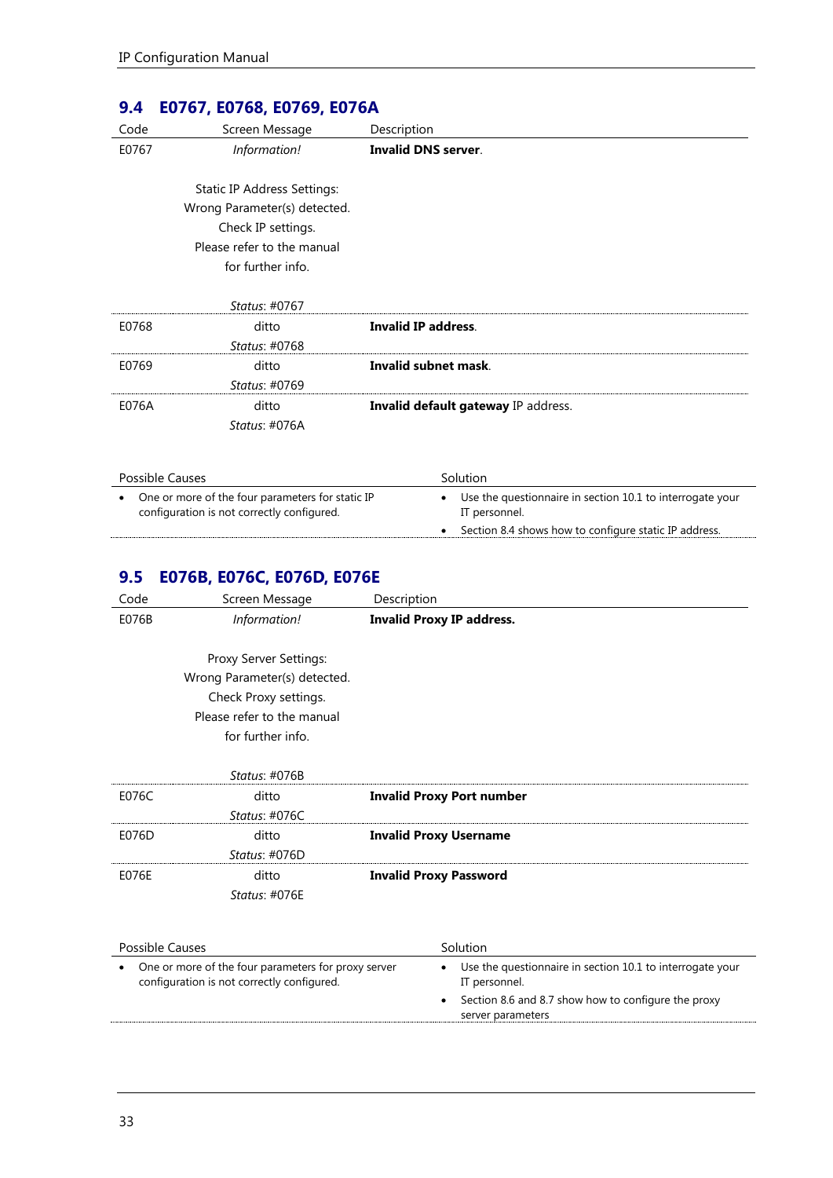## 9.4 E0767, E0768, E0769, E076A

| Code | Screen Message | Description |
|---|---|---|
| E0767 | *Information!*<br><br>Static IP Address Settings:<br>Wrong Parameter(s) detected.<br>Check IP settings.<br>Please refer to the manual<br>for further info.<br><br>*Status*: #0767 | **Invalid DNS server**. |
| E0768 | ditto<br>*Status*: #0768 | **Invalid IP address**. |
| E0769 | ditto<br>*Status*: #0769 | **Invalid subnet mask**. |
| E076A | ditto<br>*Status*: #076A | **Invalid default gateway** IP address. |

| Possible Causes | Solution |
|---|---|
| • One or more of the four parameters for static IP configuration is not correctly configured. | • Use the questionnaire in section 10.1 to interrogate your IT personnel.<br>• Section 8.4 shows how to configure static IP address. |

## 9.5 E076B, E076C, E076D, E076E

| Code | Screen Message | Description |
|---|---|---|
| E076B | *Information!*<br><br>Proxy Server Settings:<br>Wrong Parameter(s) detected.<br>Check Proxy settings.<br>Please refer to the manual<br>for further info.<br><br>*Status*: #076B | **Invalid Proxy IP address.** |
| E076C | ditto<br>*Status*: #076C | **Invalid Proxy Port number** |
| E076D | ditto<br>*Status*: #076D | **Invalid Proxy Username** |
| E076E | ditto<br>*Status*: #076E | **Invalid Proxy Password** |

| Possible Causes | Solution |
|---|---|
| • One or more of the four parameters for proxy server configuration is not correctly configured. | • Use the questionnaire in section 10.1 to interrogate your IT personnel.<br>• Section 8.6 and 8.7 show how to configure the proxy server parameters |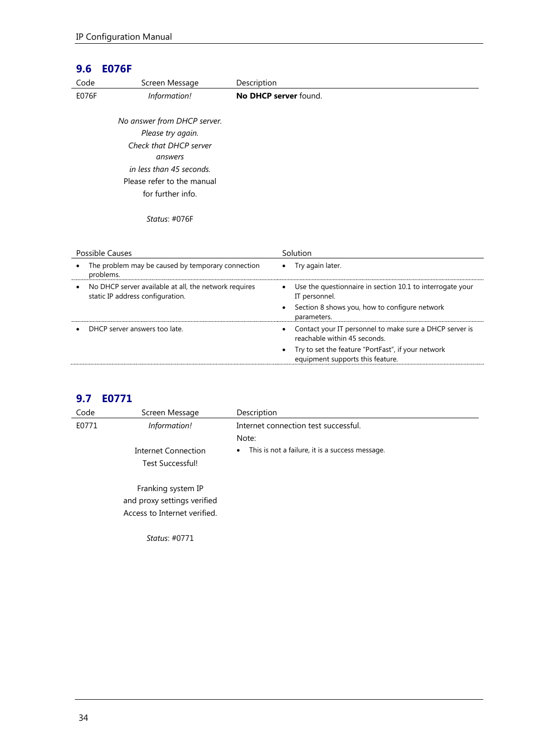## 9.6 E076F

| Code | Screen Message | Description |
|---|---|---|
| E076F | *Information!*<br><br>*No answer from DHCP server.*<br>*Please try again.*<br>*Check that DHCP server answers*<br>*in less than 45 seconds.*<br>Please refer to the manual for further info.<br><br>*Status*: #076F | **No DHCP server** found. |

| Possible Causes | Solution |
|---|---|
| • The problem may be caused by temporary connection problems. | • Try again later. |
| • No DHCP server available at all, the network requires static IP address configuration. | • Use the questionnaire in section 10.1 to interrogate your IT personnel.<br>• Section 8 shows you, how to configure network parameters. |
| • DHCP server answers too late. | • Contact your IT personnel to make sure a DHCP server is reachable within 45 seconds.<br>• Try to set the feature "PortFast", if your network equipment supports this feature. |

## 9.7 E0771

| Code | Screen Message | Description |
|---|---|---|
| E0771 | *Information!*<br><br>Internet Connection Test Successful!<br><br>Franking system IP and proxy settings verified Access to Internet verified.<br><br>*Status*: #0771 | Internet connection test successful.<br>Note:<br>• This is not a failure, it is a success message. |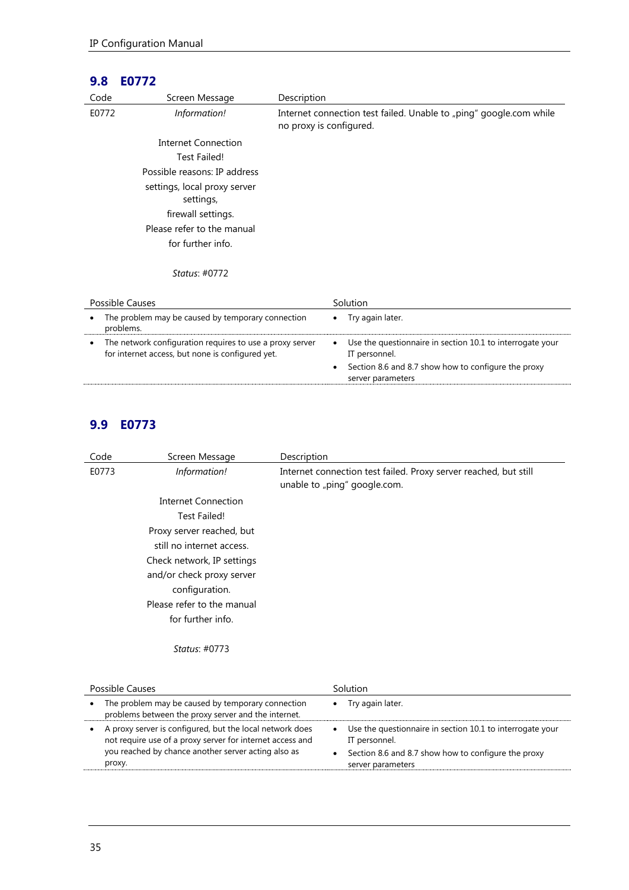## 9.8 E0772

| Code | Screen Message | Description |
|---|---|---|
| E0772 | *Information!*<br><br>Internet Connection Test Failed!<br>Possible reasons: IP address settings, local proxy server settings,<br>firewall settings.<br>Please refer to the manual for further info.<br><br>*Status*: #0772 | Internet connection test failed. Unable to „ping" google.com while no proxy is configured. |

| Possible Causes | Solution |
|---|---|
| • The problem may be caused by temporary connection problems. | • Try again later. |
| • The network configuration requires to use a proxy server for internet access, but none is configured yet. | • Use the questionnaire in section 10.1 to interrogate your IT personnel.<br>• Section 8.6 and 8.7 show how to configure the proxy server parameters |

## 9.9 E0773

| Code | Screen Message | Description |
|---|---|---|
| E0773 | *Information!*<br><br>Internet Connection Test Failed!<br>Proxy server reached, but still no internet access.<br>Check network, IP settings and/or check proxy server configuration.<br>Please refer to the manual for further info.<br><br>*Status*: #0773 | Internet connection test failed. Proxy server reached, but still unable to „ping" google.com. |

| Possible Causes | Solution |
|---|---|
| • The problem may be caused by temporary connection problems between the proxy server and the internet. | • Try again later. |
| • A proxy server is configured, but the local network does not require use of a proxy server for internet access and you reached by chance another server acting also as proxy. | • Use the questionnaire in section 10.1 to interrogate your IT personnel.<br>• Section 8.6 and 8.7 show how to configure the proxy server parameters |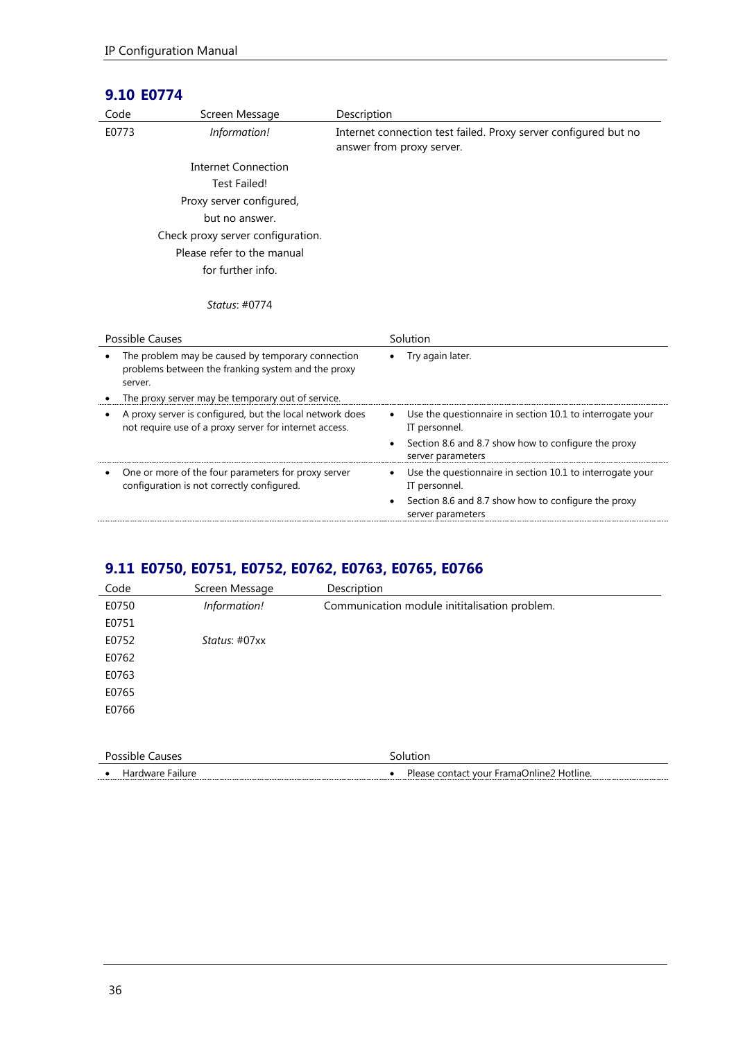## 9.10 E0774

| Code | Screen Message | Description |
|---|---|---|
| E0773 | *Information!*<br><br>Internet Connection<br>Test Failed!<br>Proxy server configured,<br>but no answer.<br>Check proxy server configuration.<br>Please refer to the manual<br>for further info.<br><br>*Status*: #0774 | Internet connection test failed. Proxy server configured but no answer from proxy server. |

| Possible Causes | Solution |
|---|---|
| • The problem may be caused by temporary connection problems between the franking system and the proxy server.<br>• The proxy server may be temporary out of service. | • Try again later. |
| • A proxy server is configured, but the local network does not require use of a proxy server for internet access. | • Use the questionnaire in section 10.1 to interrogate your IT personnel.<br>• Section 8.6 and 8.7 show how to configure the proxy server parameters |
| • One or more of the four parameters for proxy server configuration is not correctly configured. | • Use the questionnaire in section 10.1 to interrogate your IT personnel.<br>• Section 8.6 and 8.7 show how to configure the proxy server parameters |

## 9.11 E0750, E0751, E0752, E0762, E0763, E0765, E0766

| Code | Screen Message | Description |
|---|---|---|
| E0750<br>E0751<br>E0752<br>E0762<br>E0763<br>E0765<br>E0766 | *Information!*<br><br>*Status*: #07xx | Communication module inititalisation problem. |

| Possible Causes | Solution |
|---|---|
| • Hardware Failure | • Please contact your FramaOnline2 Hotline. |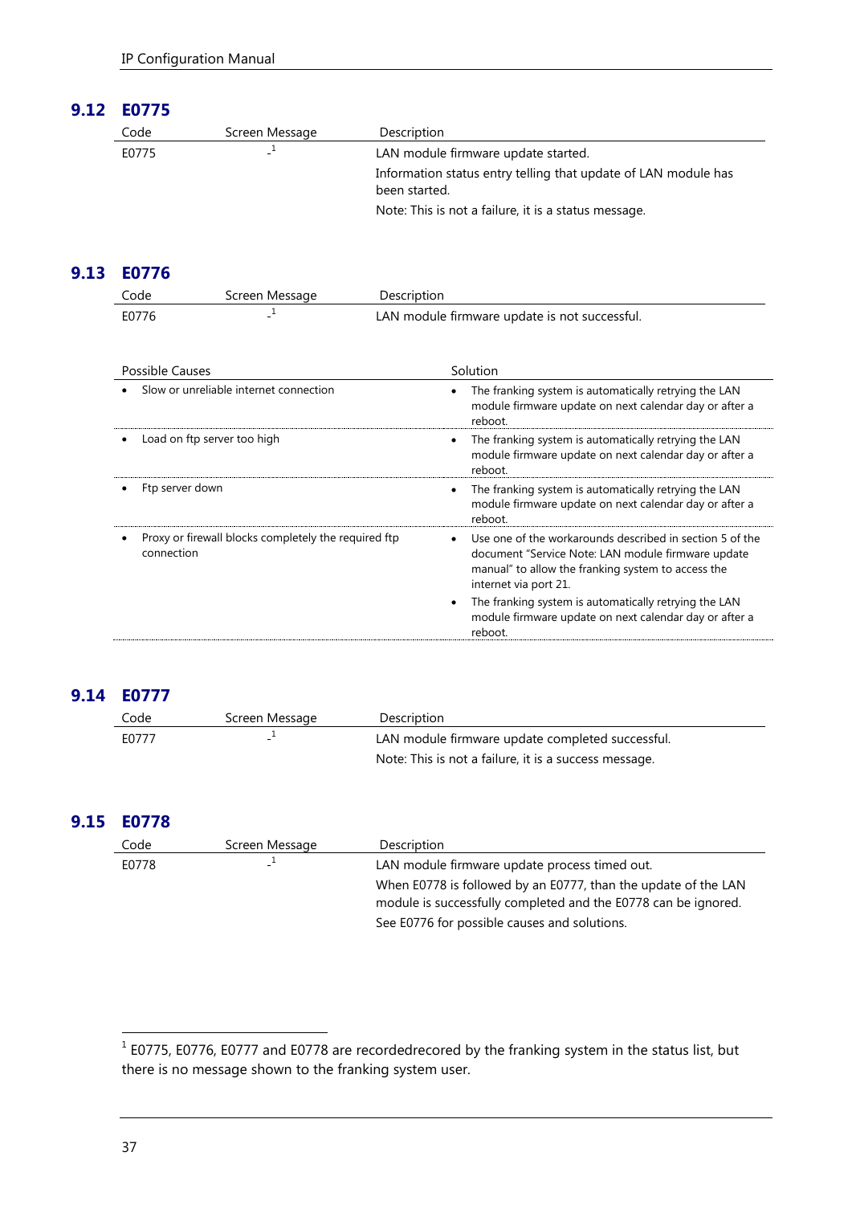## 9.12 E0775

| Code | Screen Message | Description |
|---|---|---|
| E0775 | -[1] | LAN module firmware update started.<br>Information status entry telling that update of LAN module has been started.<br>Note: This is not a failure, it is a status message. |

## 9.13 E0776

| Code | Screen Message | Description |
|---|---|---|
| E0776 | -[1] | LAN module firmware update is not successful. |

| Possible Causes | Solution |
|---|---|
| • Slow or unreliable internet connection | • The franking system is automatically retrying the LAN module firmware update on next calendar day or after a reboot. |
| • Load on ftp server too high | • The franking system is automatically retrying the LAN module firmware update on next calendar day or after a reboot. |
| • Ftp server down | • The franking system is automatically retrying the LAN module firmware update on next calendar day or after a reboot. |
| • Proxy or firewall blocks completely the required ftp connection | • Use one of the workarounds described in section 5 of the document "Service Note: LAN module firmware update manual" to allow the franking system to access the internet via port 21.<br>• The franking system is automatically retrying the LAN module firmware update on next calendar day or after a reboot. |

## 9.14 E0777

| Code | Screen Message | Description |
|---|---|---|
| E0777 | -[1] | LAN module firmware update completed successful.<br>Note: This is not a failure, it is a success message. |

## 9.15 E0778

| Code | Screen Message | Description |
|---|---|---|
| E0778 | -[1] | LAN module firmware update process timed out.<br>When E0778 is followed by an E0777, than the update of the LAN module is successfully completed and the E0778 can be ignored.<br>See E0776 for possible causes and solutions. |

[1] E0775, E0776, E0777 and E0778 are recordedrecored by the franking system in the status list, but there is no message shown to the franking system user.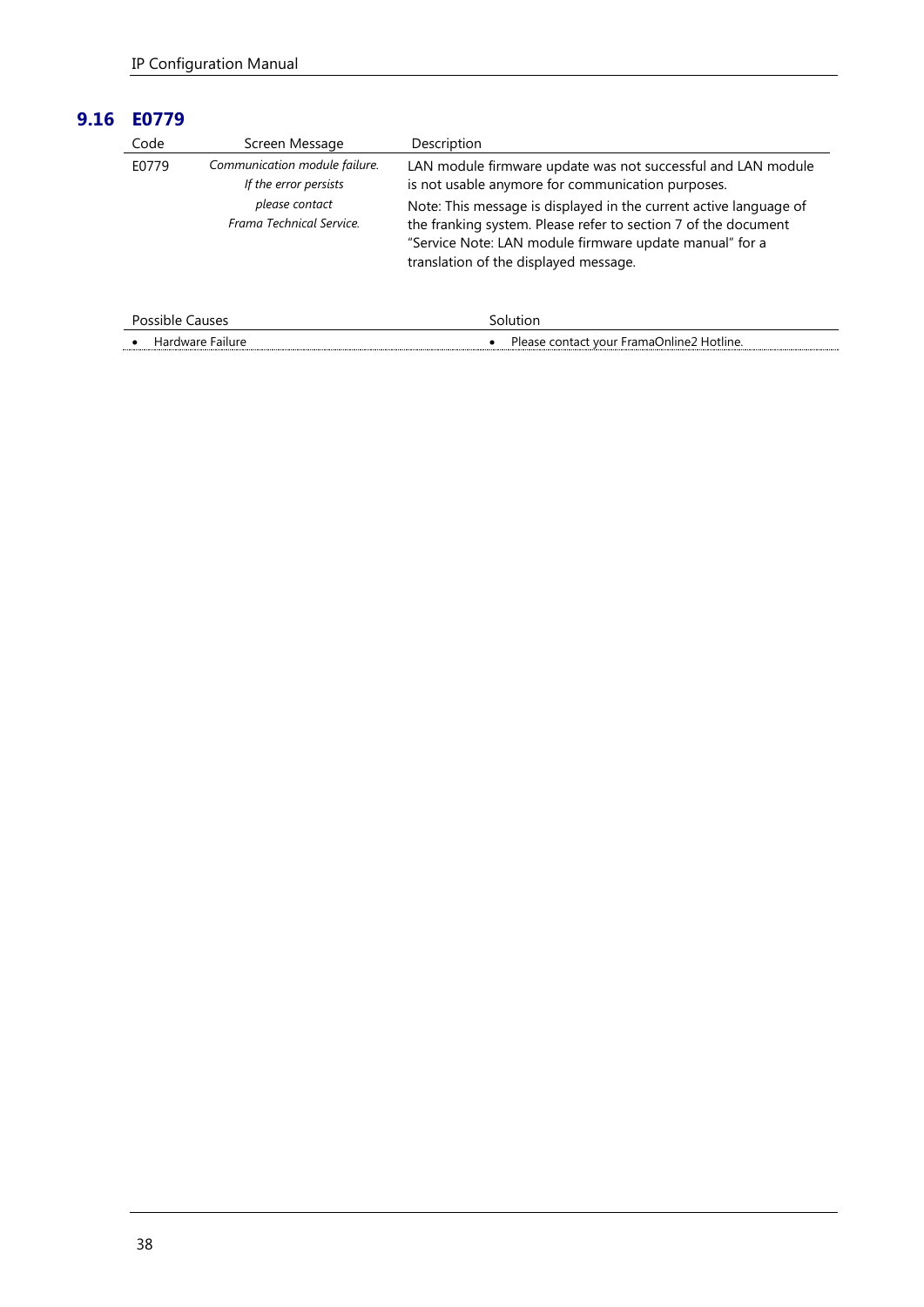## 9.16 E0779

| Code | Screen Message | Description |
|---|---|---|
| E0779 | *Communication module failure. If the error persists please contact Frama Technical Service.* | LAN module firmware update was not successful and LAN module is not usable anymore for communication purposes.<br>Note: This message is displayed in the current active language of the franking system. Please refer to section 7 of the document "Service Note: LAN module firmware update manual" for a translation of the displayed message. |

| Possible Causes | Solution |
|---|---|
| • Hardware Failure | • Please contact your FramaOnline2 Hotline. |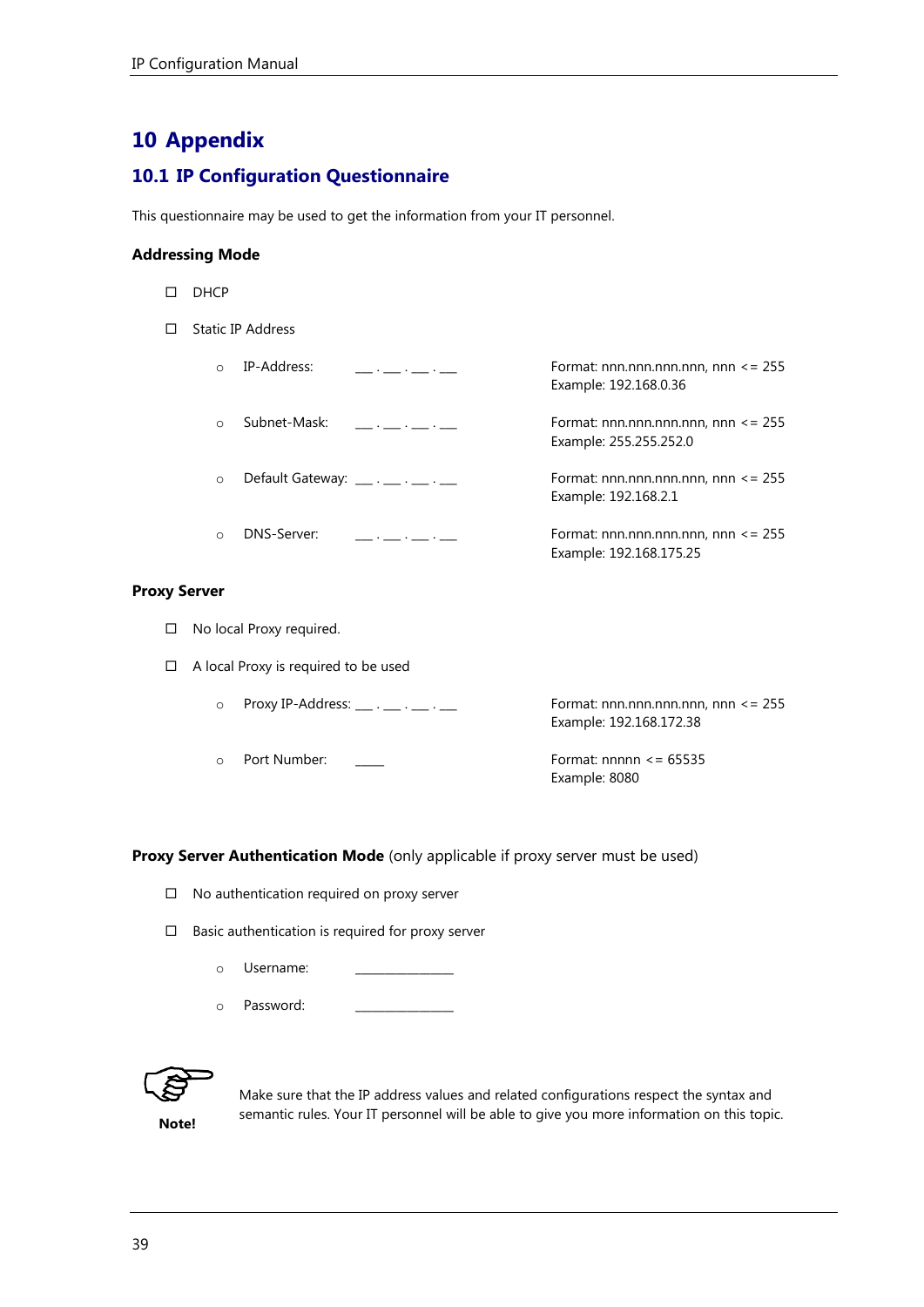# 10 Appendix

## 10.1 IP Configuration Questionnaire

This questionnaire may be used to get the information from your IT personnel.

### Addressing Mode

- ☐ DHCP
- ☐ Static IP Address
  - IP-Address: ___ . ___ . ___ . ___ — Format: nnn.nnn.nnn.nnn, nnn <= 255 Example: 192.168.0.36
  - Subnet-Mask: ___ . ___ . ___ . ___ — Format: nnn.nnn.nnn.nnn, nnn <= 255 Example: 255.255.252.0
  - Default Gateway: ___ . ___ . ___ . ___ — Format: nnn.nnn.nnn.nnn, nnn <= 255 Example: 192.168.2.1
  - DNS-Server: ___ . ___ . ___ . ___ — Format: nnn.nnn.nnn.nnn, nnn <= 255 Example: 192.168.175.25

### Proxy Server

- ☐ No local Proxy required.
- ☐ A local Proxy is required to be used
  - Proxy IP-Address: ___ . ___ . ___ . ___ — Format: nnn.nnn.nnn.nnn, nnn <= 255 Example: 192.168.172.38
  - Port Number: _____ — Format: nnnnn <= 65535 Example: 8080

**Proxy Server Authentication Mode** (only applicable if proxy server must be used)

- ☐ No authentication required on proxy server
- ☐ Basic authentication is required for proxy server
  - Username: _______________
  - Password: _______________

**Note!**

Make sure that the IP address values and related configurations respect the syntax and semantic rules. Your IT personnel will be able to give you more information on this topic.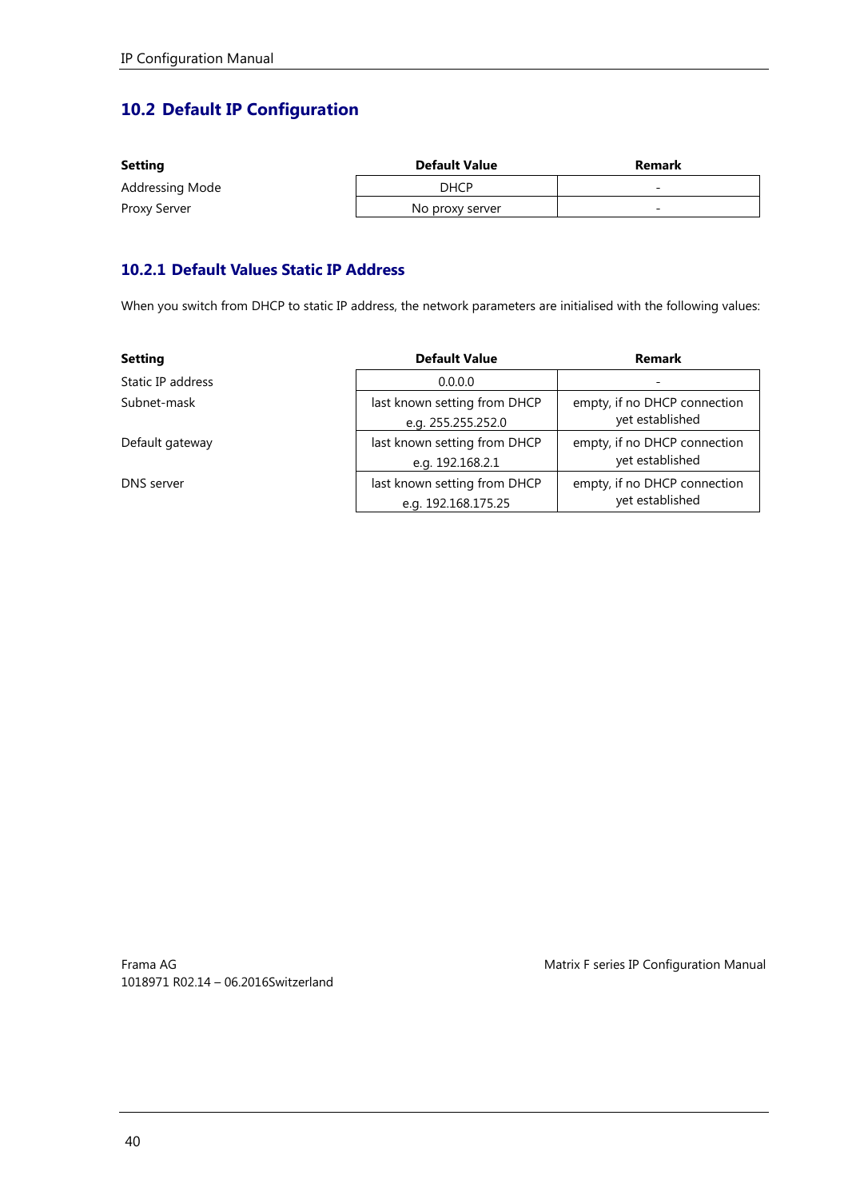## 10.2 Default IP Configuration

| Setting | Default Value | Remark |
|---|---|---|
| Addressing Mode | DHCP | - |
| Proxy Server | No proxy server | - |

### 10.2.1 Default Values Static IP Address

When you switch from DHCP to static IP address, the network parameters are initialised with the following values:

| Setting | Default Value | Remark |
|---|---|---|
| Static IP address | 0.0.0.0 | - |
| Subnet-mask | last known setting from DHCP e.g. 255.255.252.0 | empty, if no DHCP connection yet established |
| Default gateway | last known setting from DHCP e.g. 192.168.2.1 | empty, if no DHCP connection yet established |
| DNS server | last known setting from DHCP e.g. 192.168.175.25 | empty, if no DHCP connection yet established |

Frama AG
1018971 R02.14 – 06.2016Switzerland

Matrix F series IP Configuration Manual